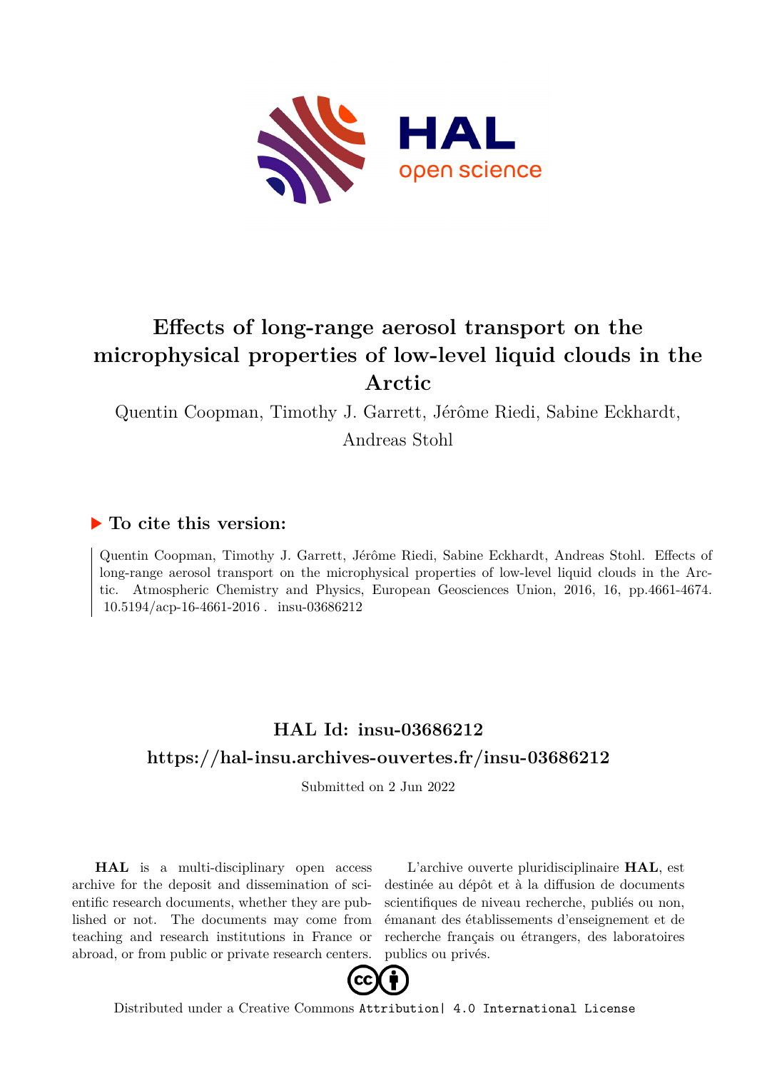# Effects of long-range aerosol transport on the microphysical properties of low-level liquid clouds in the Arctic

Quentin Coopman, Timothy J. Garrett, Jérôme Riedi, Sabine Eckhardt, Andreas Stohl

## ▶ To cite this version:

Quentin Coopman, Timothy J. Garrett, Jérôme Riedi, Sabine Eckhardt, Andreas Stohl. Effects of long-range aerosol transport on the microphysical properties of low-level liquid clouds in the Arctic. Atmospheric Chemistry and Physics, European Geosciences Union, 2016, 16, pp.4661-4674. 10.5194/acp-16-4661-2016 . insu-03686212

## HAL Id: insu-03686212

## https://hal-insu.archives-ouvertes.fr/insu-03686212

Submitted on 2 Jun 2022

**HAL** is a multi-disciplinary open access archive for the deposit and dissemination of scientific research documents, whether they are published or not. The documents may come from teaching and research institutions in France or abroad, or from public or private research centers.

L'archive ouverte pluridisciplinaire **HAL**, est destinée au dépôt et à la diffusion de documents scientifiques de niveau recherche, publiés ou non, émanant des établissements d'enseignement et de recherche français ou étrangers, des laboratoires publics ou privés.

Distributed under a Creative Commons Attribution| 4.0 International License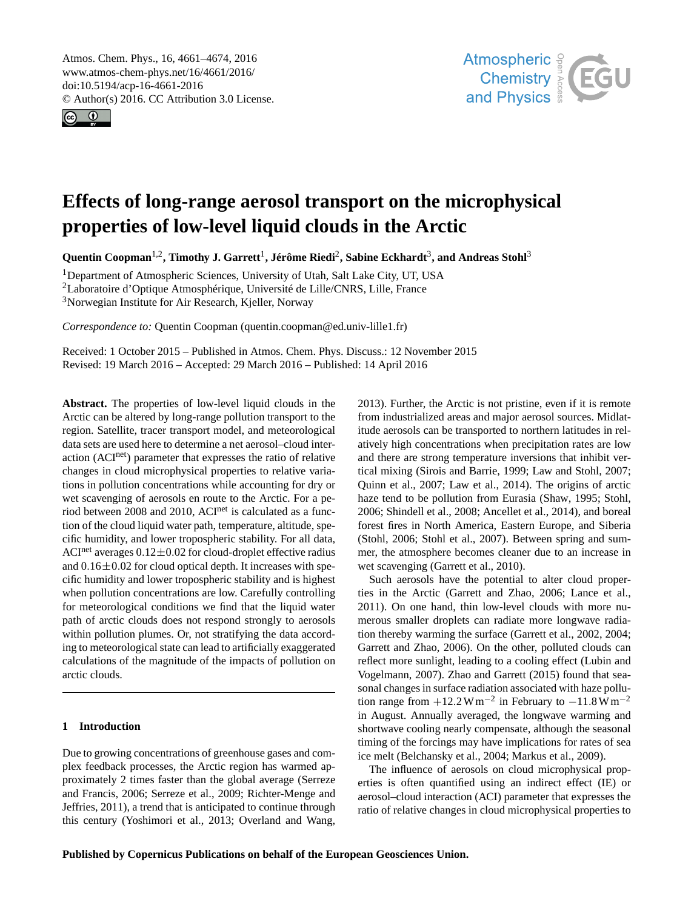# Effects of long-range aerosol transport on the microphysical properties of low-level liquid clouds in the Arctic

**Quentin Coopman**[1,2], **Timothy J. Garrett**[1], **Jérôme Riedi**[2], **Sabine Eckhardt**[3], **and Andreas Stohl**[3]

[1]Department of Atmospheric Sciences, University of Utah, Salt Lake City, UT, USA
[2]Laboratoire d'Optique Atmosphérique, Université de Lille/CNRS, Lille, France
[3]Norwegian Institute for Air Research, Kjeller, Norway

*Correspondence to:* Quentin Coopman (quentin.coopman@ed.univ-lille1.fr)

Received: 1 October 2015 – Published in Atmos. Chem. Phys. Discuss.: 12 November 2015
Revised: 19 March 2016 – Accepted: 29 March 2016 – Published: 14 April 2016

**Abstract.** The properties of low-level liquid clouds in the Arctic can be altered by long-range pollution transport to the region. Satellite, tracer transport model, and meteorological data sets are used here to determine a net aerosol–cloud interaction ($ACI^{net}$) parameter that expresses the ratio of relative changes in cloud microphysical properties to relative variations in pollution concentrations while accounting for dry or wet scavenging of aerosols en route to the Arctic. For a period between 2008 and 2010, $ACI^{net}$ is calculated as a function of the cloud liquid water path, temperature, altitude, specific humidity, and lower tropospheric stability. For all data, $ACI^{net}$ averages $0.12 \pm 0.02$ for cloud-droplet effective radius and $0.16 \pm 0.02$ for cloud optical depth. It increases with specific humidity and lower tropospheric stability and is highest when pollution concentrations are low. Carefully controlling for meteorological conditions we find that the liquid water path of arctic clouds does not respond strongly to aerosols within pollution plumes. Or, not stratifying the data according to meteorological state can lead to artificially exaggerated calculations of the magnitude of the impacts of pollution on arctic clouds.

## 1 Introduction

Due to growing concentrations of greenhouse gases and complex feedback processes, the Arctic region has warmed approximately 2 times faster than the global average (Serreze and Francis, 2006; Serreze et al., 2009; Richter-Menge and Jeffries, 2011), a trend that is anticipated to continue through this century (Yoshimori et al., 2013; Overland and Wang, 2013). Further, the Arctic is not pristine, even if it is remote from industrialized areas and major aerosol sources. Midlatitude aerosols can be transported to northern latitudes in relatively high concentrations when precipitation rates are low and there are strong temperature inversions that inhibit vertical mixing (Sirois and Barrie, 1999; Law and Stohl, 2007; Quinn et al., 2007; Law et al., 2014). The origins of arctic haze tend to be pollution from Eurasia (Shaw, 1995; Stohl, 2006; Shindell et al., 2008; Ancellet et al., 2014), and boreal forest fires in North America, Eastern Europe, and Siberia (Stohl, 2006; Stohl et al., 2007). Between spring and summer, the atmosphere becomes cleaner due to an increase in wet scavenging (Garrett et al., 2010).

Such aerosols have the potential to alter cloud properties in the Arctic (Garrett and Zhao, 2006; Lance et al., 2011). On one hand, thin low-level clouds with more numerous smaller droplets can radiate more longwave radiation thereby warming the surface (Garrett et al., 2002, 2004; Garrett and Zhao, 2006). On the other, polluted clouds can reflect more sunlight, leading to a cooling effect (Lubin and Vogelmann, 2007). Zhao and Garrett (2015) found that seasonal changes in surface radiation associated with haze pollution range from $+12.2\,\mathrm{W\,m^{-2}}$ in February to $-11.8\,\mathrm{W\,m^{-2}}$ in August. Annually averaged, the longwave warming and shortwave cooling nearly compensate, although the seasonal timing of the forcings may have implications for rates of sea ice melt (Belchansky et al., 2004; Markus et al., 2009).

The influence of aerosols on cloud microphysical properties is often quantified using an indirect effect (IE) or aerosol–cloud interaction (ACI) parameter that expresses the ratio of relative changes in cloud microphysical properties to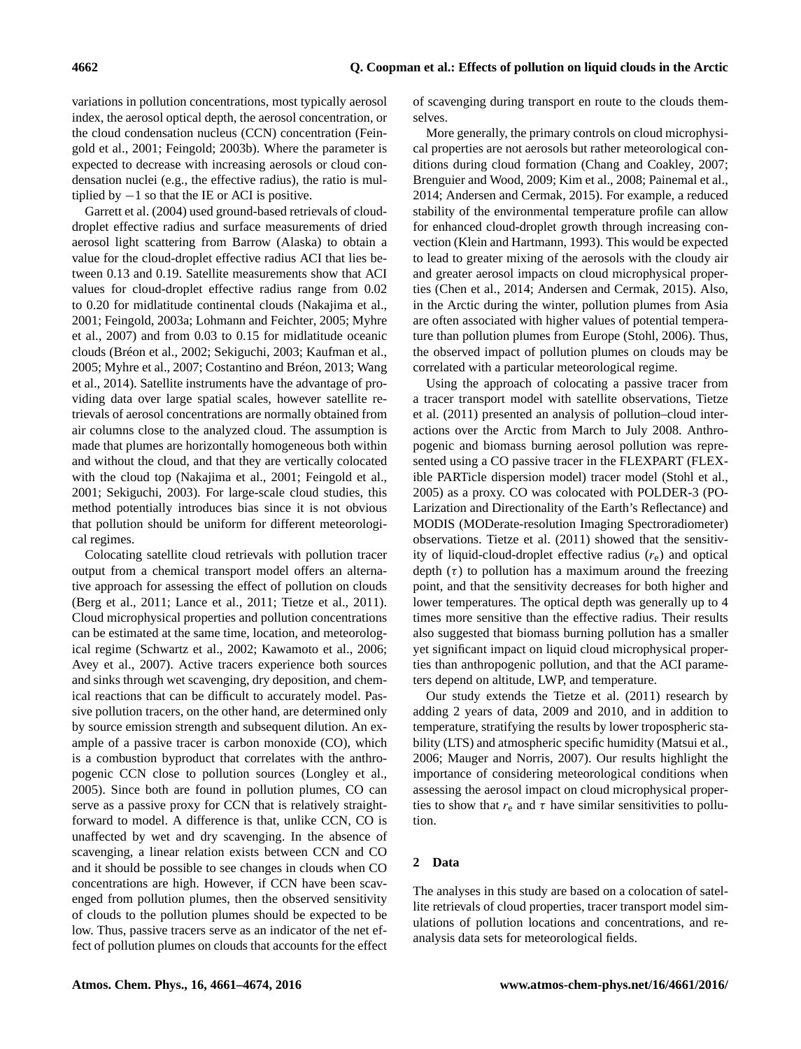variations in pollution concentrations, most typically aerosol index, the aerosol optical depth, the aerosol concentration, or the cloud condensation nucleus (CCN) concentration (Feingold et al., 2001; Feingold; 2003b). Where the parameter is expected to decrease with increasing aerosols or cloud condensation nuclei (e.g., the effective radius), the ratio is multiplied by $-1$ so that the IE or ACI is positive.

Garrett et al. (2004) used ground-based retrievals of cloud-droplet effective radius and surface measurements of dried aerosol light scattering from Barrow (Alaska) to obtain a value for the cloud-droplet effective radius ACI that lies between 0.13 and 0.19. Satellite measurements show that ACI values for cloud-droplet effective radius range from 0.02 to 0.20 for midlatitude continental clouds (Nakajima et al., 2001; Feingold, 2003a; Lohmann and Feichter, 2005; Myhre et al., 2007) and from 0.03 to 0.15 for midlatitude oceanic clouds (Bréon et al., 2002; Sekiguchi, 2003; Kaufman et al., 2005; Myhre et al., 2007; Costantino and Bréon, 2013; Wang et al., 2014). Satellite instruments have the advantage of providing data over large spatial scales, however satellite retrievals of aerosol concentrations are normally obtained from air columns close to the analyzed cloud. The assumption is made that plumes are horizontally homogeneous both within and without the cloud, and that they are vertically colocated with the cloud top (Nakajima et al., 2001; Feingold et al., 2001; Sekiguchi, 2003). For large-scale cloud studies, this method potentially introduces bias since it is not obvious that pollution should be uniform for different meteorological regimes.

Colocating satellite cloud retrievals with pollution tracer output from a chemical transport model offers an alternative approach for assessing the effect of pollution on clouds (Berg et al., 2011; Lance et al., 2011; Tietze et al., 2011). Cloud microphysical properties and pollution concentrations can be estimated at the same time, location, and meteorological regime (Schwartz et al., 2002; Kawamoto et al., 2006; Avey et al., 2007). Active tracers experience both sources and sinks through wet scavenging, dry deposition, and chemical reactions that can be difficult to accurately model. Passive pollution tracers, on the other hand, are determined only by source emission strength and subsequent dilution. An example of a passive tracer is carbon monoxide (CO), which is a combustion byproduct that correlates with the anthropogenic CCN close to pollution sources (Longley et al., 2005). Since both are found in pollution plumes, CO can serve as a passive proxy for CCN that is relatively straightforward to model. A difference is that, unlike CCN, CO is unaffected by wet and dry scavenging. In the absence of scavenging, a linear relation exists between CCN and CO and it should be possible to see changes in clouds when CO concentrations are high. However, if CCN have been scavenged from pollution plumes, then the observed sensitivity of clouds to the pollution plumes should be expected to be low. Thus, passive tracers serve as an indicator of the net effect of pollution plumes on clouds that accounts for the effect of scavenging during transport en route to the clouds themselves.

More generally, the primary controls on cloud microphysical properties are not aerosols but rather meteorological conditions during cloud formation (Chang and Coakley, 2007; Brenguier and Wood, 2009; Kim et al., 2008; Painemal et al., 2014; Andersen and Cermak, 2015). For example, a reduced stability of the environmental temperature profile can allow for enhanced cloud-droplet growth through increasing convection (Klein and Hartmann, 1993). This would be expected to lead to greater mixing of the aerosols with the cloudy air and greater aerosol impacts on cloud microphysical properties (Chen et al., 2014; Andersen and Cermak, 2015). Also, in the Arctic during the winter, pollution plumes from Asia are often associated with higher values of potential temperature than pollution plumes from Europe (Stohl, 2006). Thus, the observed impact of pollution plumes on clouds may be correlated with a particular meteorological regime.

Using the approach of colocating a passive tracer from a tracer transport model with satellite observations, Tietze et al. (2011) presented an analysis of pollution–cloud interactions over the Arctic from March to July 2008. Anthropogenic and biomass burning aerosol pollution was represented using a CO passive tracer in the FLEXPART (FLEXible PARTicle dispersion model) tracer model (Stohl et al., 2005) as a proxy. CO was colocated with POLDER-3 (POLarization and Directionality of the Earth's Reflectance) and MODIS (MODerate-resolution Imaging Spectroradiometer) observations. Tietze et al. (2011) showed that the sensitivity of liquid-cloud-droplet effective radius ($r_e$) and optical depth ($\tau$) to pollution has a maximum around the freezing point, and that the sensitivity decreases for both higher and lower temperatures. The optical depth was generally up to 4 times more sensitive than the effective radius. Their results also suggested that biomass burning pollution has a smaller yet significant impact on liquid cloud microphysical properties than anthropogenic pollution, and that the ACI parameters depend on altitude, LWP, and temperature.

Our study extends the Tietze et al. (2011) research by adding 2 years of data, 2009 and 2010, and in addition to temperature, stratifying the results by lower tropospheric stability (LTS) and atmospheric specific humidity (Matsui et al., 2006; Mauger and Norris, 2007). Our results highlight the importance of considering meteorological conditions when assessing the aerosol impact on cloud microphysical properties to show that $r_e$ and $\tau$ have similar sensitivities to pollution.

## 2 Data

The analyses in this study are based on a colocation of satellite retrievals of cloud properties, tracer transport model simulations of pollution locations and concentrations, and reanalysis data sets for meteorological fields.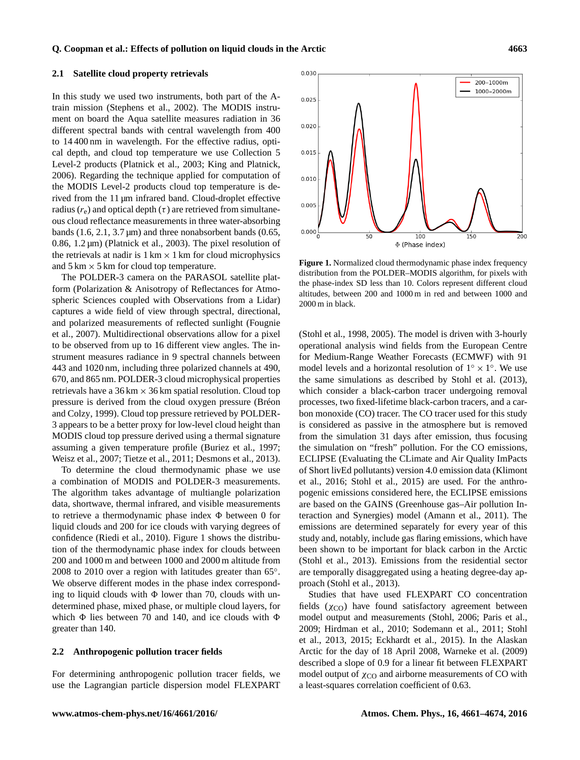### 2.1 Satellite cloud property retrievals

In this study we used two instruments, both part of the A-train mission (Stephens et al., 2002). The MODIS instrument on board the Aqua satellite measures radiation in 36 different spectral bands with central wavelength from 400 to 14 400 nm in wavelength. For the effective radius, optical depth, and cloud top temperature we use Collection 5 Level-2 products (Platnick et al., 2003; King and Platnick, 2006). Regarding the technique applied for computation of the MODIS Level-2 products cloud top temperature is derived from the 11 µm infrared band. Cloud-droplet effective radius ($r_e$) and optical depth ($\tau$) are retrieved from simultaneous cloud reflectance measurements in three water-absorbing bands (1.6, 2.1, 3.7 µm) and three nonabsorbent bands (0.65, 0.86, 1.2 µm) (Platnick et al., 2003). The pixel resolution of the retrievals at nadir is 1 km × 1 km for cloud microphysics and 5 km × 5 km for cloud top temperature.

The POLDER-3 camera on the PARASOL satellite platform (Polarization & Anisotropy of Reflectances for Atmospheric Sciences coupled with Observations from a Lidar) captures a wide field of view through spectral, directional, and polarized measurements of reflected sunlight (Fougnie et al., 2007). Multidirectional observations allow for a pixel to be observed from up to 16 different view angles. The instrument measures radiance in 9 spectral channels between 443 and 1020 nm, including three polarized channels at 490, 670, and 865 nm. POLDER-3 cloud microphysical properties retrievals have a 36 km × 36 km spatial resolution. Cloud top pressure is derived from the cloud oxygen pressure (Bréon and Colzy, 1999). Cloud top pressure retrieved by POLDER-3 appears to be a better proxy for low-level cloud height than MODIS cloud top pressure derived using a thermal signature assuming a given temperature profile (Buriez et al., 1997; Weisz et al., 2007; Tietze et al., 2011; Desmons et al., 2013).

To determine the cloud thermodynamic phase we use a combination of MODIS and POLDER-3 measurements. The algorithm takes advantage of multiangle polarization data, shortwave, thermal infrared, and visible measurements to retrieve a thermodynamic phase index $\Phi$ between 0 for liquid clouds and 200 for ice clouds with varying degrees of confidence (Riedi et al., 2010). Figure 1 shows the distribution of the thermodynamic phase index for clouds between 200 and 1000 m and between 1000 and 2000 m altitude from 2008 to 2010 over a region with latitudes greater than 65°. We observe different modes in the phase index corresponding to liquid clouds with $\Phi$ lower than 70, clouds with undetermined phase, mixed phase, or multiple cloud layers, for which $\Phi$ lies between 70 and 140, and ice clouds with $\Phi$ greater than 140.

**Figure 1.** Normalized cloud thermodynamic phase index frequency distribution from the POLDER–MODIS algorithm, for pixels with the phase-index SD less than 10. Colors represent different cloud altitudes, between 200 and 1000 m in red and between 1000 and 2000 m in black.

### 2.2 Anthropogenic pollution tracer fields

For determining anthropogenic pollution tracer fields, we use the Lagrangian particle dispersion model FLEXPART (Stohl et al., 1998, 2005). The model is driven with 3-hourly operational analysis wind fields from the European Centre for Medium-Range Weather Forecasts (ECMWF) with 91 model levels and a horizontal resolution of 1° × 1°. We use the same simulations as described by Stohl et al. (2013), which consider a black-carbon tracer undergoing removal processes, two fixed-lifetime black-carbon tracers, and a carbon monoxide (CO) tracer. The CO tracer used for this study is considered as passive in the atmosphere but is removed from the simulation 31 days after emission, thus focusing the simulation on "fresh" pollution. For the CO emissions, ECLIPSE (Evaluating the CLimate and Air Quality ImPacts of Short livEd pollutants) version 4.0 emission data (Klimont et al., 2016; Stohl et al., 2015) are used. For the anthropogenic emissions considered here, the ECLIPSE emissions are based on the GAINS (Greenhouse gas–Air pollution Interaction and Synergies) model (Amann et al., 2011). The emissions are determined separately for every year of this study and, notably, include gas flaring emissions, which have been shown to be important for black carbon in the Arctic (Stohl et al., 2013). Emissions from the residential sector are temporally disaggregated using a heating degree-day approach (Stohl et al., 2013).

Studies that have used FLEXPART CO concentration fields ($\chi_{CO}$) have found satisfactory agreement between model output and measurements (Stohl, 2006; Paris et al., 2009; Hirdman et al., 2010; Sodemann et al., 2011; Stohl et al., 2013, 2015; Eckhardt et al., 2015). In the Alaskan Arctic for the day of 18 April 2008, Warneke et al. (2009) described a slope of 0.9 for a linear fit between FLEXPART model output of $\chi_{CO}$ and airborne measurements of CO with a least-squares correlation coefficient of 0.63.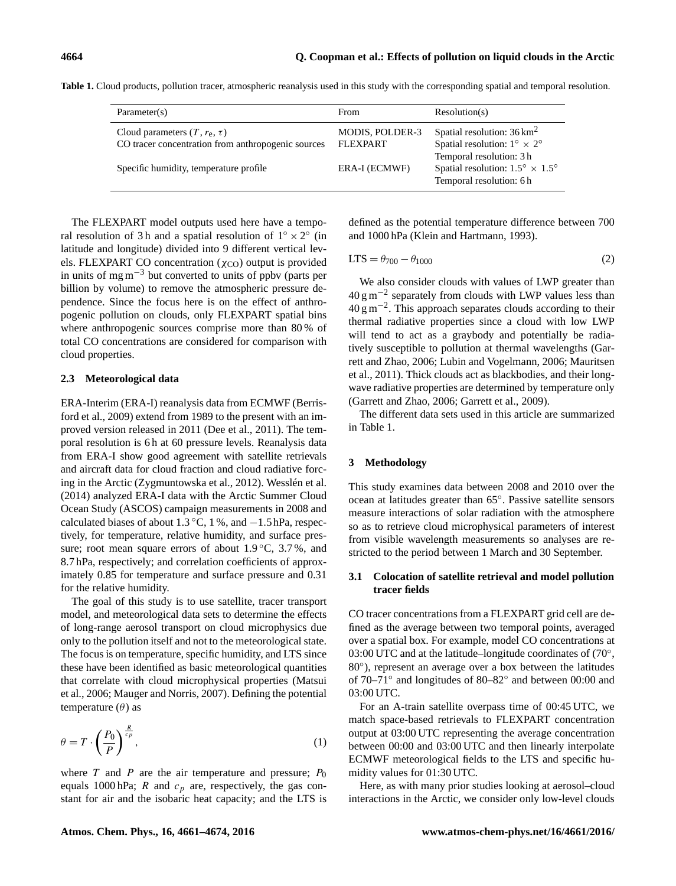**Table 1.** Cloud products, pollution tracer, atmospheric reanalysis used in this study with the corresponding spatial and temporal resolution.

| Parameter(s) | From | Resolution(s) |
|---|---|---|
| Cloud parameters ($T$, $r_e$, $\tau$) | MODIS, POLDER-3 | Spatial resolution: 36 km$^2$ |
| CO tracer concentration from anthropogenic sources | FLEXPART | Spatial resolution: $1^\circ \times 2^\circ$<br>Temporal resolution: 3 h |
| Specific humidity, temperature profile | ERA-I (ECMWF) | Spatial resolution: $1.5^\circ \times 1.5^\circ$<br>Temporal resolution: 6 h |

The FLEXPART model outputs used here have a temporal resolution of 3 h and a spatial resolution of $1^\circ \times 2^\circ$ (in latitude and longitude) divided into 9 different vertical levels. FLEXPART CO concentration ($\chi_{CO}$) output is provided in units of mg m$^{-3}$ but converted to units of ppbv (parts per billion by volume) to remove the atmospheric pressure dependence. Since the focus here is on the effect of anthropogenic pollution on clouds, only FLEXPART spatial bins where anthropogenic sources comprise more than 80 % of total CO concentrations are considered for comparison with cloud properties.

### 2.3 Meteorological data

ERA-Interim (ERA-I) reanalysis data from ECMWF (Berrisford et al., 2009) extend from 1989 to the present with an improved version released in 2011 (Dee et al., 2011). The temporal resolution is 6 h at 60 pressure levels. Reanalysis data from ERA-I show good agreement with satellite retrievals and aircraft data for cloud fraction and cloud radiative forcing in the Arctic (Zygmuntowska et al., 2012). Wesslén et al. (2014) analyzed ERA-I data with the Arctic Summer Cloud Ocean Study (ASCOS) campaign measurements in 2008 and calculated biases of about 1.3 °C, 1 %, and −1.5 hPa, respectively, for temperature, relative humidity, and surface pressure; root mean square errors of about 1.9 °C, 3.7 %, and 8.7 hPa, respectively; and correlation coefficients of approximately 0.85 for temperature and surface pressure and 0.31 for the relative humidity.

The goal of this study is to use satellite, tracer transport model, and meteorological data sets to determine the effects of long-range aerosol transport on cloud microphysics due only to the pollution itself and not to the meteorological state. The focus is on temperature, specific humidity, and LTS since these have been identified as basic meteorological quantities that correlate with cloud microphysical properties (Matsui et al., 2006; Mauger and Norris, 2007). Defining the potential temperature ($\theta$) as

$$\theta = T \cdot \left(\frac{P_0}{P}\right)^{\frac{R}{c_p}}, \tag{1}$$

where $T$ and $P$ are the air temperature and pressure; $P_0$ equals 1000 hPa; $R$ and $c_p$ are, respectively, the gas constant for air and the isobaric heat capacity; and the LTS is defined as the potential temperature difference between 700 and 1000 hPa (Klein and Hartmann, 1993).

$$\text{LTS} = \theta_{700} - \theta_{1000} \tag{2}$$

We also consider clouds with values of LWP greater than 40 g m$^{-2}$ separately from clouds with LWP values less than 40 g m$^{-2}$. This approach separates clouds according to their thermal radiative properties since a cloud with low LWP will tend to act as a graybody and potentially be radiatively susceptible to pollution at thermal wavelengths (Garrett and Zhao, 2006; Lubin and Vogelmann, 2006; Mauritsen et al., 2011). Thick clouds act as blackbodies, and their longwave radiative properties are determined by temperature only (Garrett and Zhao, 2006; Garrett et al., 2009).

The different data sets used in this article are summarized in Table 1.

## 3 Methodology

This study examines data between 2008 and 2010 over the ocean at latitudes greater than 65°. Passive satellite sensors measure interactions of solar radiation with the atmosphere so as to retrieve cloud microphysical parameters of interest from visible wavelength measurements so analyses are restricted to the period between 1 March and 30 September.

### 3.1 Colocation of satellite retrieval and model pollution tracer fields

CO tracer concentrations from a FLEXPART grid cell are defined as the average between two temporal points, averaged over a spatial box. For example, model CO concentrations at 03:00 UTC and at the latitude–longitude coordinates of (70°, 80°), represent an average over a box between the latitudes of 70–71° and longitudes of 80–82° and between 00:00 and 03:00 UTC.

For an A-train satellite overpass time of 00:45 UTC, we match space-based retrievals to FLEXPART concentration output at 03:00 UTC representing the average concentration between 00:00 and 03:00 UTC and then linearly interpolate ECMWF meteorological fields to the LTS and specific humidity values for 01:30 UTC.

Here, as with many prior studies looking at aerosol–cloud interactions in the Arctic, we consider only low-level clouds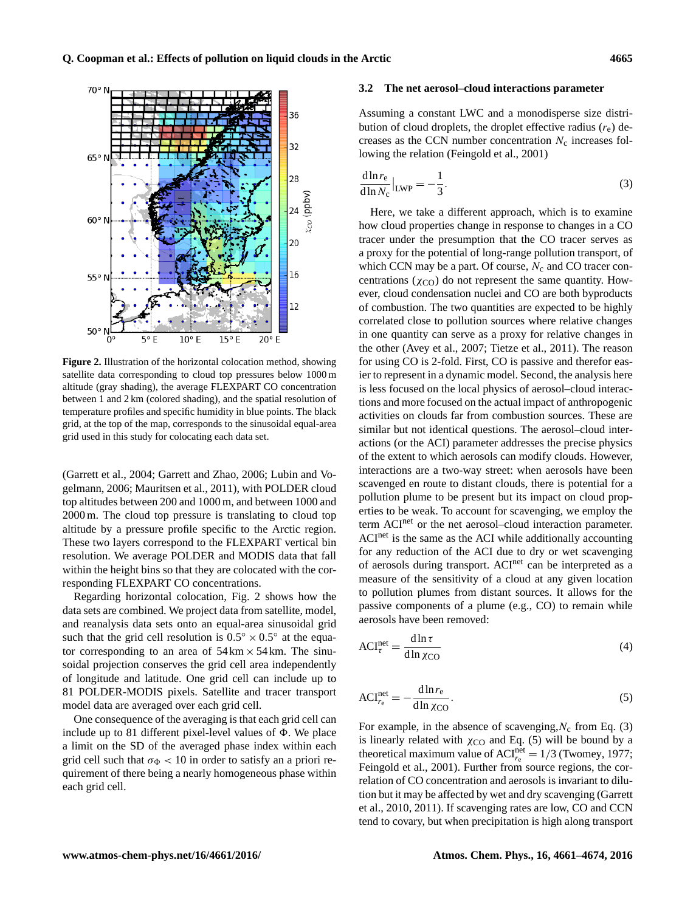**Figure 2.** Illustration of the horizontal colocation method, showing satellite data corresponding to cloud top pressures below 1000 m altitude (gray shading), the average FLEXPART CO concentration between 1 and 2 km (colored shading), and the spatial resolution of temperature profiles and specific humidity in blue points. The black grid, at the top of the map, corresponds to the sinusoidal equal-area grid used in this study for colocating each data set.

(Garrett et al., 2004; Garrett and Zhao, 2006; Lubin and Vogelmann, 2006; Mauritsen et al., 2011), with POLDER cloud top altitudes between 200 and 1000 m, and between 1000 and 2000 m. The cloud top pressure is translating to cloud top altitude by a pressure profile specific to the Arctic region. These two layers correspond to the FLEXPART vertical bin resolution. We average POLDER and MODIS data that fall within the height bins so that they are colocated with the corresponding FLEXPART CO concentrations.

Regarding horizontal colocation, Fig. 2 shows how the data sets are combined. We project data from satellite, model, and reanalysis data sets onto an equal-area sinusoidal grid such that the grid cell resolution is $0.5^\circ \times 0.5^\circ$ at the equator corresponding to an area of $54\,\mathrm{km} \times 54\,\mathrm{km}$. The sinusoidal projection conserves the grid cell area independently of longitude and latitude. One grid cell can include up to 81 POLDER-MODIS pixels. Satellite and tracer transport model data are averaged over each grid cell.

One consequence of the averaging is that each grid cell can include up to 81 different pixel-level values of $\Phi$. We place a limit on the SD of the averaged phase index within each grid cell such that $\sigma_\Phi < 10$ in order to satisfy an a priori requirement of there being a nearly homogeneous phase within each grid cell.

### 3.2 The net aerosol–cloud interactions parameter

Assuming a constant LWC and a monodisperse size distribution of cloud droplets, the droplet effective radius ($r_e$) decreases as the CCN number concentration $N_c$ increases following the relation (Feingold et al., 2001)

$$\left.\frac{\mathrm{d}\ln r_e}{\mathrm{d}\ln N_c}\right|_{\mathrm{LWP}} = -\frac{1}{3}. \tag{3}$$

Here, we take a different approach, which is to examine how cloud properties change in response to changes in a CO tracer under the presumption that the CO tracer serves as a proxy for the potential of long-range pollution transport, of which CCN may be a part. Of course, $N_c$ and CO tracer concentrations ($\chi_{\mathrm{CO}}$) do not represent the same quantity. However, cloud condensation nuclei and CO are both byproducts of combustion. The two quantities are expected to be highly correlated close to pollution sources where relative changes in one quantity can serve as a proxy for relative changes in the other (Avey et al., 2007; Tietze et al., 2011). The reason for using CO is 2-fold. First, CO is passive and therefor easier to represent in a dynamic model. Second, the analysis here is less focused on the local physics of aerosol–cloud interactions and more focused on the actual impact of anthropogenic activities on clouds far from combustion sources. These are similar but not identical questions. The aerosol–cloud interactions (or the ACI) parameter addresses the precise physics of the extent to which aerosols can modify clouds. However, interactions are a two-way street: when aerosols have been scavenged en route to distant clouds, there is potential for a pollution plume to be present but its impact on cloud properties to be weak. To account for scavenging, we employ the term $\mathrm{ACI}^{\mathrm{net}}$ or the net aerosol–cloud interaction parameter. $\mathrm{ACI}^{\mathrm{net}}$ is the same as the ACI while additionally accounting for any reduction of the ACI due to dry or wet scavenging of aerosols during transport. $\mathrm{ACI}^{\mathrm{net}}$ can be interpreted as a measure of the sensitivity of a cloud at any given location to pollution plumes from distant sources. It allows for the passive components of a plume (e.g., CO) to remain while aerosols have been removed:

$$\mathrm{ACI}_\tau^{\mathrm{net}} = \frac{\mathrm{d}\ln\tau}{\mathrm{d}\ln\chi_{\mathrm{CO}}} \tag{4}$$

$$\mathrm{ACI}_{r_e}^{\mathrm{net}} = -\frac{\mathrm{d}\ln r_e}{\mathrm{d}\ln\chi_{\mathrm{CO}}}. \tag{5}$$

For example, in the absence of scavenging, $N_c$ from Eq. (3) is linearly related with $\chi_{\mathrm{CO}}$ and Eq. (5) will be bound by a theoretical maximum value of $\mathrm{ACI}_{r_e}^{\mathrm{net}} = 1/3$ (Twomey, 1977; Feingold et al., 2001). Further from source regions, the correlation of CO concentration and aerosols is invariant to dilution but it may be affected by wet and dry scavenging (Garrett et al., 2010, 2011). If scavenging rates are low, CO and CCN tend to covary, but when precipitation is high along transport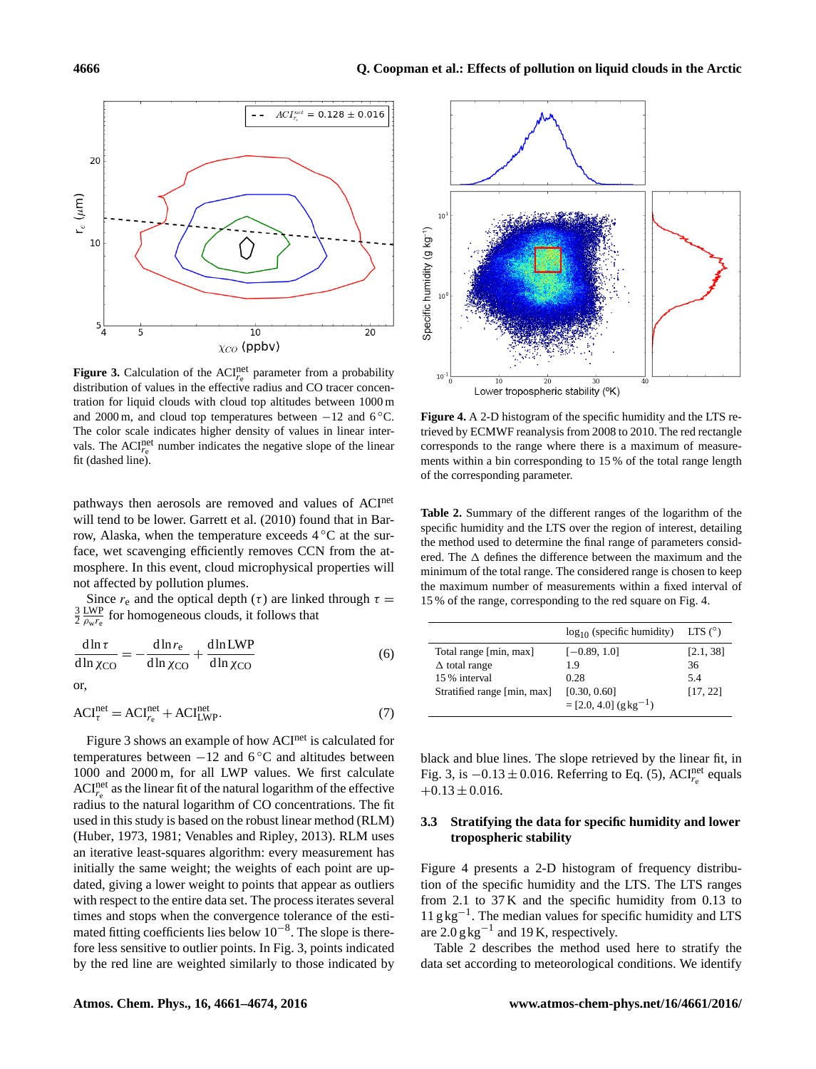**Figure 3.** Calculation of the $\mathrm{ACI}^{\mathrm{net}}_{r_e}$ parameter from a probability distribution of values in the effective radius and CO tracer concentration for liquid clouds with cloud top altitudes between 1000 m and 2000 m, and cloud top temperatures between −12 and 6 °C. The color scale indicates higher density of values in linear intervals. The $\mathrm{ACI}^{\mathrm{net}}_{r_e}$ number indicates the negative slope of the linear fit (dashed line).

pathways then aerosols are removed and values of $\mathrm{ACI}^{\mathrm{net}}$ will tend to be lower. Garrett et al. (2010) found that in Barrow, Alaska, when the temperature exceeds 4 °C at the surface, wet scavenging efficiently removes CCN from the atmosphere. In this event, cloud microphysical properties will not affected by pollution plumes.

Since $r_e$ and the optical depth ($\tau$) are linked through $\tau = \frac{3}{2}\frac{\mathrm{LWP}}{\rho_w r_e}$ for homogeneous clouds, it follows that

$$\frac{\mathrm{d}\ln\tau}{\mathrm{d}\ln\chi_{\mathrm{CO}}} = -\frac{\mathrm{d}\ln r_e}{\mathrm{d}\ln\chi_{\mathrm{CO}}} + \frac{\mathrm{d}\ln\mathrm{LWP}}{\mathrm{d}\ln\chi_{\mathrm{CO}}} \tag{6}$$

or,

$$\mathrm{ACI}^{\mathrm{net}}_{\tau} = \mathrm{ACI}^{\mathrm{net}}_{r_e} + \mathrm{ACI}^{\mathrm{net}}_{\mathrm{LWP}}. \tag{7}$$

Figure 3 shows an example of how $\mathrm{ACI}^{\mathrm{net}}$ is calculated for temperatures between −12 and 6 °C and altitudes between 1000 and 2000 m, for all LWP values. We first calculate $\mathrm{ACI}^{\mathrm{net}}_{r_e}$ as the linear fit of the natural logarithm of the effective radius to the natural logarithm of CO concentrations. The fit used in this study is based on the robust linear method (RLM) (Huber, 1973, 1981; Venables and Ripley, 2013). RLM uses an iterative least-squares algorithm: every measurement has initially the same weight; the weights of each point are updated, giving a lower weight to points that appear as outliers with respect to the entire data set. The process iterates several times and stops when the convergence tolerance of the estimated fitting coefficients lies below $10^{-8}$. The slope is therefore less sensitive to outlier points. In Fig. 3, points indicated by the red line are weighted similarly to those indicated by black and blue lines. The slope retrieved by the linear fit, in Fig. 3, is $-0.13 \pm 0.016$. Referring to Eq. (5), $\mathrm{ACI}^{\mathrm{net}}_{r_e}$ equals $+0.13 \pm 0.016$.

**Figure 4.** A 2-D histogram of the specific humidity and the LTS retrieved by ECMWF reanalysis from 2008 to 2010. The red rectangle corresponds to the range where there is a maximum of measurements within a bin corresponding to 15 % of the total range length of the corresponding parameter.

**Table 2.** Summary of the different ranges of the logarithm of the specific humidity and the LTS over the region of interest, detailing the method used to determine the final range of parameters considered. The Δ defines the difference between the maximum and the minimum of the total range. The considered range is chosen to keep the maximum number of measurements within a fixed interval of 15 % of the range, corresponding to the red square on Fig. 4.

| | $\log_{10}$ (specific humidity) | LTS (°) |
|---|---|---|
| Total range [min, max] | [−0.89, 1.0] | [2.1, 38] |
| Δ total range | 1.9 | 36 |
| 15 % interval | 0.28 | 5.4 |
| Stratified range [min, max] | [0.30, 0.60] | [17, 22] |
| | = [2.0, 4.0] ($\mathrm{g\,kg^{-1}}$) | |

### 3.3 Stratifying the data for specific humidity and lower tropospheric stability

Figure 4 presents a 2-D histogram of frequency distribution of the specific humidity and the LTS. The LTS ranges from 2.1 to 37 K and the specific humidity from 0.13 to 11 $\mathrm{g\,kg^{-1}}$. The median values for specific humidity and LTS are 2.0 $\mathrm{g\,kg^{-1}}$ and 19 K, respectively.

Table 2 describes the method used here to stratify the data set according to meteorological conditions. We identify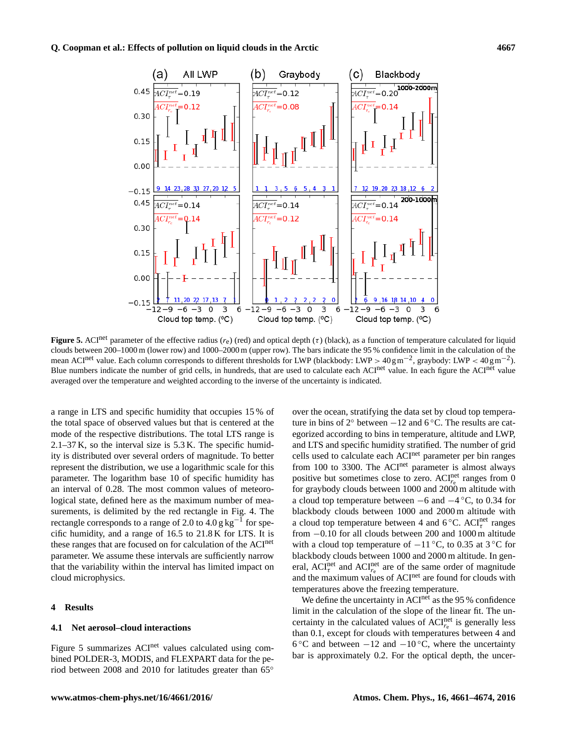**Figure 5.** $ACI^{net}$ parameter of the effective radius ($r_e$) (red) and optical depth ($\tau$) (black), as a function of temperature calculated for liquid clouds between 200–1000 m (lower row) and 1000–2000 m (upper row). The bars indicate the 95 % confidence limit in the calculation of the mean $ACI^{net}$ value. Each column corresponds to different thresholds for LWP (blackbody: LWP > 40 g m$^{-2}$, graybody: LWP < 40 g m$^{-2}$). Blue numbers indicate the number of grid cells, in hundreds, that are used to calculate each $ACI^{net}$ value. In each figure the $ACI^{net}$ value averaged over the temperature and weighted according to the inverse of the uncertainty is indicated.

a range in LTS and specific humidity that occupies 15 % of the total space of observed values but that is centered at the mode of the respective distributions. The total LTS range is 2.1–37 K, so the interval size is 5.3 K. The specific humidity is distributed over several orders of magnitude. To better represent the distribution, we use a logarithmic scale for this parameter. The logarithm base 10 of specific humidity has an interval of 0.28. The most common values of meteorological state, defined here as the maximum number of measurements, is delimited by the red rectangle in Fig. 4. The rectangle corresponds to a range of 2.0 to 4.0 g kg$^{-1}$ for specific humidity, and a range of 16.5 to 21.8 K for LTS. It is these ranges that are focused on for calculation of the $ACI^{net}$ parameter. We assume these intervals are sufficiently narrow that the variability within the interval has limited impact on cloud microphysics.

## 4 Results

### 4.1 Net aerosol–cloud interactions

Figure 5 summarizes $ACI^{net}$ values calculated using combined POLDER-3, MODIS, and FLEXPART data for the period between 2008 and 2010 for latitudes greater than 65° over the ocean, stratifying the data set by cloud top temperature in bins of 2° between −12 and 6 °C. The results are categorized according to bins in temperature, altitude and LWP, and LTS and specific humidity stratified. The number of grid cells used to calculate each $ACI^{net}$ parameter per bin ranges from 100 to 3300. The $ACI^{net}$ parameter is almost always positive but sometimes close to zero. $ACI^{net}_{r_e}$ ranges from 0 for graybody clouds between 1000 and 2000 m altitude with a cloud top temperature between −6 and −4 °C, to 0.34 for blackbody clouds between 1000 and 2000 m altitude with a cloud top temperature between 4 and 6 °C. $ACI^{net}_{\tau}$ ranges from −0.10 for all clouds between 200 and 1000 m altitude with a cloud top temperature of −11 °C, to 0.35 at 3 °C for blackbody clouds between 1000 and 2000 m altitude. In general, $ACI^{net}_{\tau}$ and $ACI^{net}_{r_e}$ are of the same order of magnitude and the maximum values of $ACI^{net}$ are found for clouds with temperatures above the freezing temperature.

We define the uncertainty in $ACI^{net}$ as the 95 % confidence limit in the calculation of the slope of the linear fit. The uncertainty in the calculated values of $ACI^{net}_{r_e}$ is generally less than 0.1, except for clouds with temperatures between 4 and 6 °C and between −12 and −10 °C, where the uncertainty bar is approximately 0.2. For the optical depth, the uncer-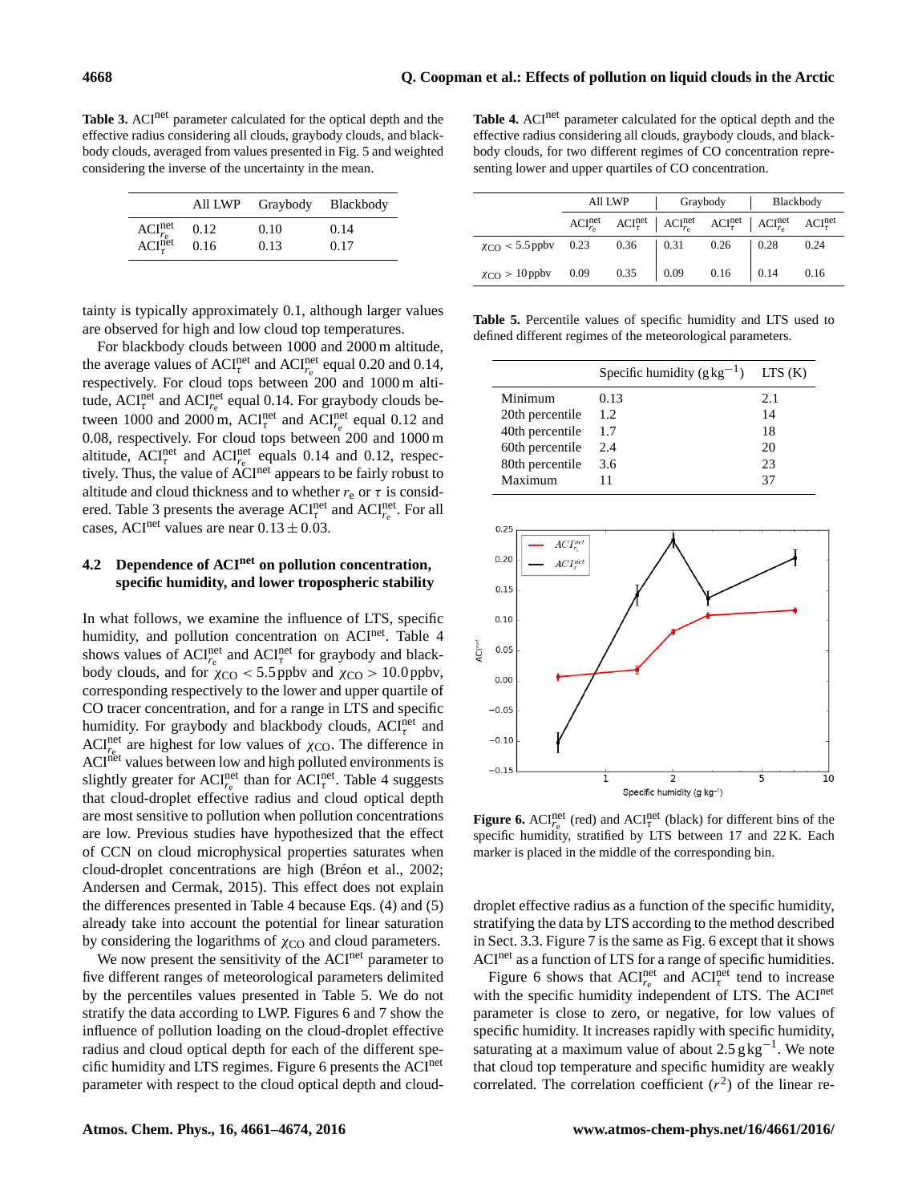**Table 3.** $\mathrm{ACI}^{\mathrm{net}}$ parameter calculated for the optical depth and the effective radius considering all clouds, graybody clouds, and blackbody clouds, averaged from values presented in Fig. 5 and weighted considering the inverse of the uncertainty in the mean.

| | All LWP | Graybody | Blackbody |
|---|---|---|---|
| $\mathrm{ACI}^{\mathrm{net}}_{r_e}$ | 0.12 | 0.10 | 0.14 |
| $\mathrm{ACI}^{\mathrm{net}}_{\tau}$ | 0.16 | 0.13 | 0.17 |

tainty is typically approximately 0.1, although larger values are observed for high and low cloud top temperatures.

For blackbody clouds between 1000 and 2000 m altitude, the average values of $\mathrm{ACI}^{\mathrm{net}}_{\tau}$ and $\mathrm{ACI}^{\mathrm{net}}_{r_e}$ equal 0.20 and 0.14, respectively. For cloud tops between 200 and 1000 m altitude, $\mathrm{ACI}^{\mathrm{net}}_{\tau}$ and $\mathrm{ACI}^{\mathrm{net}}_{r_e}$ equal 0.14. For graybody clouds between 1000 and 2000 m, $\mathrm{ACI}^{\mathrm{net}}_{\tau}$ and $\mathrm{ACI}^{\mathrm{net}}_{r_e}$ equal 0.12 and 0.08, respectively. For cloud tops between 200 and 1000 m altitude, $\mathrm{ACI}^{\mathrm{net}}_{\tau}$ and $\mathrm{ACI}^{\mathrm{net}}_{r_e}$ equals 0.14 and 0.12, respectively. Thus, the value of $\mathrm{ACI}^{\mathrm{net}}$ appears to be fairly robust to altitude and cloud thickness and to whether $r_e$ or $\tau$ is considered. Table 3 presents the average $\mathrm{ACI}^{\mathrm{net}}_{\tau}$ and $\mathrm{ACI}^{\mathrm{net}}_{r_e}$. For all cases, $\mathrm{ACI}^{\mathrm{net}}$ values are near $0.13 \pm 0.03$.

### 4.2 Dependence of $\mathrm{ACI}^{\mathrm{net}}$ on pollution concentration, specific humidity, and lower tropospheric stability

In what follows, we examine the influence of LTS, specific humidity, and pollution concentration on $\mathrm{ACI}^{\mathrm{net}}$. Table 4 shows values of $\mathrm{ACI}^{\mathrm{net}}_{r_e}$ and $\mathrm{ACI}^{\mathrm{net}}_{\tau}$ for graybody and blackbody clouds, and for $\chi_{\mathrm{CO}} < 5.5$ ppbv and $\chi_{\mathrm{CO}} > 10.0$ ppbv, corresponding respectively to the lower and upper quartile of CO tracer concentration, and for a range in LTS and specific humidity. For graybody and blackbody clouds, $\mathrm{ACI}^{\mathrm{net}}_{\tau}$ and $\mathrm{ACI}^{\mathrm{net}}_{r_e}$ are highest for low values of $\chi_{\mathrm{CO}}$. The difference in $\mathrm{ACI}^{\mathrm{net}}$ values between low and high polluted environments is slightly greater for $\mathrm{ACI}^{\mathrm{net}}_{r_e}$ than for $\mathrm{ACI}^{\mathrm{net}}_{\tau}$. Table 4 suggests that cloud-droplet effective radius and cloud optical depth are most sensitive to pollution when pollution concentrations are low. Previous studies have hypothesized that the effect of CCN on cloud microphysical properties saturates when cloud-droplet concentrations are high (Bréon et al., 2002; Andersen and Cermak, 2015). This effect does not explain the differences presented in Table 4 because Eqs. (4) and (5) already take into account the potential for linear saturation by considering the logarithms of $\chi_{\mathrm{CO}}$ and cloud parameters.

We now present the sensitivity of the $\mathrm{ACI}^{\mathrm{net}}$ parameter to five different ranges of meteorological parameters delimited by the percentiles values presented in Table 5. We do not stratify the data according to LWP. Figures 6 and 7 show the influence of pollution loading on the cloud-droplet effective radius and cloud optical depth for each of the different specific humidity and LTS regimes. Figure 6 presents the $\mathrm{ACI}^{\mathrm{net}}$ parameter with respect to the cloud optical depth and cloud-droplet effective radius as a function of the specific humidity, stratifying the data by LTS according to the method described in Sect. 3.3. Figure 7 is the same as Fig. 6 except that it shows $\mathrm{ACI}^{\mathrm{net}}$ as a function of LTS for a range of specific humidities.

Figure 6 shows that $\mathrm{ACI}^{\mathrm{net}}_{r_e}$ and $\mathrm{ACI}^{\mathrm{net}}_{\tau}$ tend to increase with the specific humidity independent of LTS. The $\mathrm{ACI}^{\mathrm{net}}$ parameter is close to zero, or negative, for low values of specific humidity. It increases rapidly with specific humidity, saturating at a maximum value of about 2.5 $\mathrm{g\,kg^{-1}}$. We note that cloud top temperature and specific humidity are weakly correlated. The correlation coefficient ($r^2$) of the linear re-

**Table 4.** $\mathrm{ACI}^{\mathrm{net}}$ parameter calculated for the optical depth and the effective radius considering all clouds, graybody clouds, and blackbody clouds, for two different regimes of CO concentration representing lower and upper quartiles of CO concentration.

| | All LWP | | Graybody | | Blackbody | |
|---|---|---|---|---|---|---|
| | $\mathrm{ACI}^{\mathrm{net}}_{r_e}$ | $\mathrm{ACI}^{\mathrm{net}}_{\tau}$ | $\mathrm{ACI}^{\mathrm{net}}_{r_e}$ | $\mathrm{ACI}^{\mathrm{net}}_{\tau}$ | $\mathrm{ACI}^{\mathrm{net}}_{r_e}$ | $\mathrm{ACI}^{\mathrm{net}}_{\tau}$ |
| $\chi_{\mathrm{CO}} < 5.5$ ppbv | 0.23 | 0.36 | 0.31 | 0.26 | 0.28 | 0.24 |
| $\chi_{\mathrm{CO}} > 10$ ppbv | 0.09 | 0.35 | 0.09 | 0.16 | 0.14 | 0.16 |

**Table 5.** Percentile values of specific humidity and LTS used to defined different regimes of the meteorological parameters.

| | Specific humidity ($\mathrm{g\,kg^{-1}}$) | LTS (K) |
|---|---|---|
| Minimum | 0.13 | 2.1 |
| 20th percentile | 1.2 | 14 |
| 40th percentile | 1.7 | 18 |
| 60th percentile | 2.4 | 20 |
| 80th percentile | 3.6 | 23 |
| Maximum | 11 | 37 |

**Figure 6.** $\mathrm{ACI}^{\mathrm{net}}_{r_e}$ (red) and $\mathrm{ACI}^{\mathrm{net}}_{\tau}$ (black) for different bins of the specific humidity, stratified by LTS between 17 and 22 K. Each marker is placed in the middle of the corresponding bin.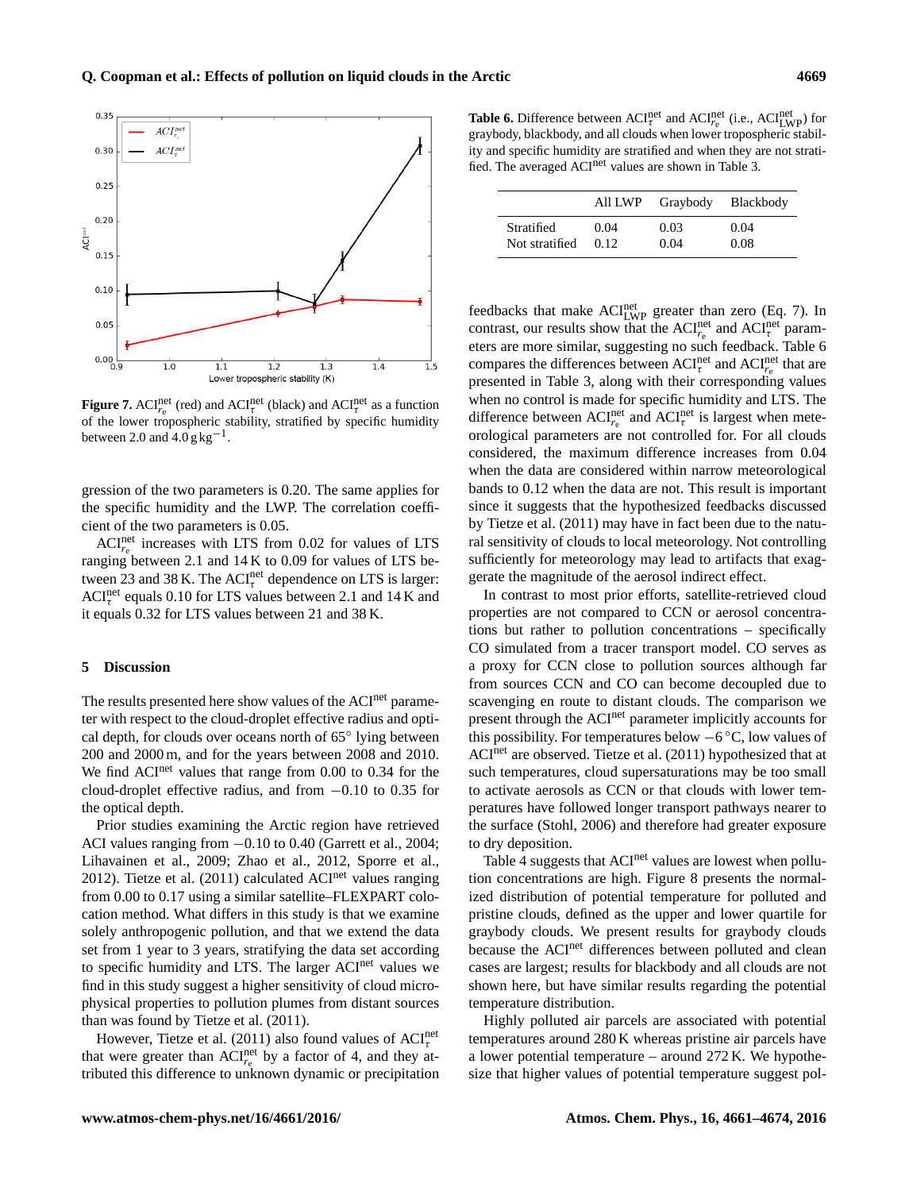**Figure 7.** $\mathrm{ACI}_{r_e}^{\mathrm{net}}$ (red) and $\mathrm{ACI}_{\tau}^{\mathrm{net}}$ (black) and $\mathrm{ACI}_{\tau}^{\mathrm{net}}$ as a function of the lower tropospheric stability, stratified by specific humidity between 2.0 and 4.0 $\mathrm{g\,kg^{-1}}$.

gression of the two parameters is 0.20. The same applies for the specific humidity and the LWP. The correlation coefficient of the two parameters is 0.05.

$\mathrm{ACI}_{r_e}^{\mathrm{net}}$ increases with LTS from 0.02 for values of LTS ranging between 2.1 and 14 K to 0.09 for values of LTS between 23 and 38 K. The $\mathrm{ACI}_{\tau}^{\mathrm{net}}$ dependence on LTS is larger: $\mathrm{ACI}_{\tau}^{\mathrm{net}}$ equals 0.10 for LTS values between 2.1 and 14 K and it equals 0.32 for LTS values between 21 and 38 K.

## 5 Discussion

The results presented here show values of the $\mathrm{ACI}^{\mathrm{net}}$ parameter with respect to the cloud-droplet effective radius and optical depth, for clouds over oceans north of 65° lying between 200 and 2000 m, and for the years between 2008 and 2010. We find $\mathrm{ACI}^{\mathrm{net}}$ values that range from 0.00 to 0.34 for the cloud-droplet effective radius, and from −0.10 to 0.35 for the optical depth.

Prior studies examining the Arctic region have retrieved ACI values ranging from −0.10 to 0.40 (Garrett et al., 2004; Lihavainen et al., 2009; Zhao et al., 2012, Sporre et al., 2012). Tietze et al. (2011) calculated $\mathrm{ACI}^{\mathrm{net}}$ values ranging from 0.00 to 0.17 using a similar satellite–FLEXPART colocation method. What differs in this study is that we examine solely anthropogenic pollution, and that we extend the data set from 1 year to 3 years, stratifying the data set according to specific humidity and LTS. The larger $\mathrm{ACI}^{\mathrm{net}}$ values we find in this study suggest a higher sensitivity of cloud microphysical properties to pollution plumes from distant sources than was found by Tietze et al. (2011).

However, Tietze et al. (2011) also found values of $\mathrm{ACI}_{\tau}^{\mathrm{net}}$ that were greater than $\mathrm{ACI}_{r_e}^{\mathrm{net}}$ by a factor of 4, and they attributed this difference to unknown dynamic or precipitation feedbacks that make $\mathrm{ACI}_{\mathrm{LWP}}^{\mathrm{net}}$ greater than zero (Eq. 7). In contrast, our results show that the $\mathrm{ACI}_{r_e}^{\mathrm{net}}$ and $\mathrm{ACI}_{\tau}^{\mathrm{net}}$ parameters are more similar, suggesting no such feedback. Table 6 compares the differences between $\mathrm{ACI}_{\tau}^{\mathrm{net}}$ and $\mathrm{ACI}_{r_e}^{\mathrm{net}}$ that are presented in Table 3, along with their corresponding values when no control is made for specific humidity and LTS. The difference between $\mathrm{ACI}_{r_e}^{\mathrm{net}}$ and $\mathrm{ACI}_{\tau}^{\mathrm{net}}$ is largest when meteorological parameters are not controlled for. For all clouds considered, the maximum difference increases from 0.04 when the data are considered within narrow meteorological bands to 0.12 when the data are not. This result is important since it suggests that the hypothesized feedbacks discussed by Tietze et al. (2011) may have in fact been due to the natural sensitivity of clouds to local meteorology. Not controlling sufficiently for meteorology may lead to artifacts that exaggerate the magnitude of the aerosol indirect effect.

**Table 6.** Difference between $\mathrm{ACI}_{\tau}^{\mathrm{net}}$ and $\mathrm{ACI}_{r_e}^{\mathrm{net}}$ (i.e., $\mathrm{ACI}_{\mathrm{LWP}}^{\mathrm{net}}$) for graybody, blackbody, and all clouds when lower tropospheric stability and specific humidity are stratified and when they are not stratified. The averaged $\mathrm{ACI}^{\mathrm{net}}$ values are shown in Table 3.

| | All LWP | Graybody | Blackbody |
|---|---|---|---|
| Stratified | 0.04 | 0.03 | 0.04 |
| Not stratified | 0.12 | 0.04 | 0.08 |

In contrast to most prior efforts, satellite-retrieved cloud properties are not compared to CCN or aerosol concentrations but rather to pollution concentrations – specifically CO simulated from a tracer transport model. CO serves as a proxy for CCN close to pollution sources although far from sources CCN and CO can become decoupled due to scavenging en route to distant clouds. The comparison we present through the $\mathrm{ACI}^{\mathrm{net}}$ parameter implicitly accounts for this possibility. For temperatures below −6 °C, low values of $\mathrm{ACI}^{\mathrm{net}}$ are observed. Tietze et al. (2011) hypothesized that at such temperatures, cloud supersaturations may be too small to activate aerosols as CCN or that clouds with lower temperatures have followed longer transport pathways nearer to the surface (Stohl, 2006) and therefore had greater exposure to dry deposition.

Table 4 suggests that $\mathrm{ACI}^{\mathrm{net}}$ values are lowest when pollution concentrations are high. Figure 8 presents the normalized distribution of potential temperature for polluted and pristine clouds, defined as the upper and lower quartile for graybody clouds. We present results for graybody clouds because the $\mathrm{ACI}^{\mathrm{net}}$ differences between polluted and clean cases are largest; results for blackbody and all clouds are not shown here, but have similar results regarding the potential temperature distribution.

Highly polluted air parcels are associated with potential temperatures around 280 K whereas pristine air parcels have a lower potential temperature – around 272 K. We hypothesize that higher values of potential temperature suggest pol-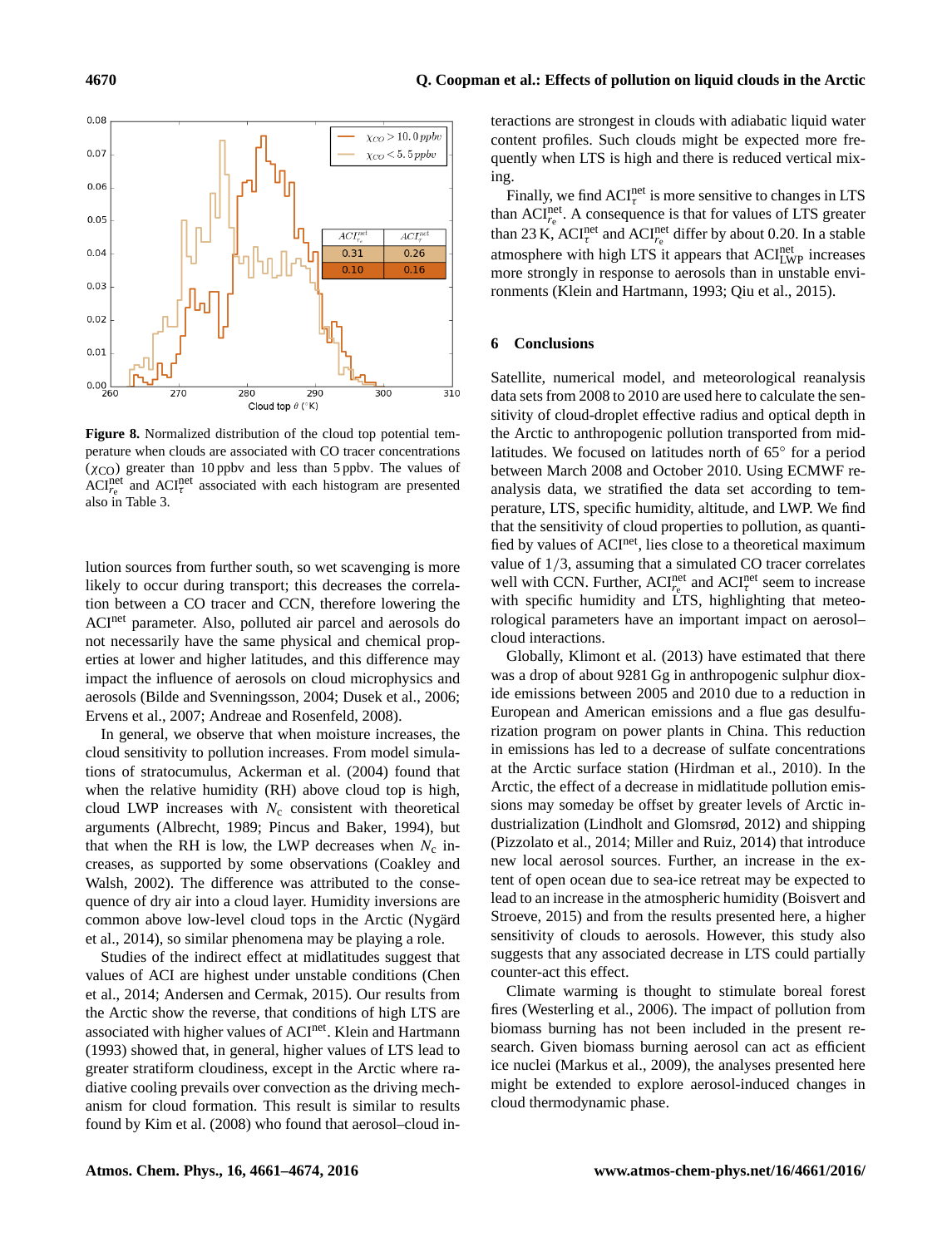| $ACI^{net}_{r_e}$ | $ACI^{net}_{\tau}$ |
|---|---|
| 0.31 | 0.26 |
| 0.10 | 0.16 |

**Figure 8.** Normalized distribution of the cloud top potential temperature when clouds are associated with CO tracer concentrations ($\chi_{CO}$) greater than 10 ppbv and less than 5 ppbv. The values of $ACI^{net}_{r_e}$ and $ACI^{net}_{\tau}$ associated with each histogram are presented also in Table 3.

lution sources from further south, so wet scavenging is more likely to occur during transport; this decreases the correlation between a CO tracer and CCN, therefore lowering the $ACI^{net}$ parameter. Also, polluted air parcel and aerosols do not necessarily have the same physical and chemical properties at lower and higher latitudes, and this difference may impact the influence of aerosols on cloud microphysics and aerosols (Bilde and Svenningsson, 2004; Dusek et al., 2006; Ervens et al., 2007; Andreae and Rosenfeld, 2008).

In general, we observe that when moisture increases, the cloud sensitivity to pollution increases. From model simulations of stratocumulus, Ackerman et al. (2004) found that when the relative humidity (RH) above cloud top is high, cloud LWP increases with $N_c$ consistent with theoretical arguments (Albrecht, 1989; Pincus and Baker, 1994), but that when the RH is low, the LWP decreases when $N_c$ increases, as supported by some observations (Coakley and Walsh, 2002). The difference was attributed to the consequence of dry air into a cloud layer. Humidity inversions are common above low-level cloud tops in the Arctic (Nygärd et al., 2014), so similar phenomena may be playing a role.

Studies of the indirect effect at midlatitudes suggest that values of ACI are highest under unstable conditions (Chen et al., 2014; Andersen and Cermak, 2015). Our results from the Arctic show the reverse, that conditions of high LTS are associated with higher values of $ACI^{net}$. Klein and Hartmann (1993) showed that, in general, higher values of LTS lead to greater stratiform cloudiness, except in the Arctic where radiative cooling prevails over convection as the driving mechanism for cloud formation. This result is similar to results found by Kim et al. (2008) who found that aerosol–cloud interactions are strongest in clouds with adiabatic liquid water content profiles. Such clouds might be expected more frequently when LTS is high and there is reduced vertical mixing.

Finally, we find $ACI^{net}_{\tau}$ is more sensitive to changes in LTS than $ACI^{net}_{r_e}$. A consequence is that for values of LTS greater than 23 K, $ACI^{net}_{\tau}$ and $ACI^{net}_{r_e}$ differ by about 0.20. In a stable atmosphere with high LTS it appears that $ACI^{net}_{LWP}$ increases more strongly in response to aerosols than in unstable environments (Klein and Hartmann, 1993; Qiu et al., 2015).

## 6 Conclusions

Satellite, numerical model, and meteorological reanalysis data sets from 2008 to 2010 are used here to calculate the sensitivity of cloud-droplet effective radius and optical depth in the Arctic to anthropogenic pollution transported from midlatitudes. We focused on latitudes north of 65° for a period between March 2008 and October 2010. Using ECMWF reanalysis data, we stratified the data set according to temperature, LTS, specific humidity, altitude, and LWP. We find that the sensitivity of cloud properties to pollution, as quantified by values of $ACI^{net}$, lies close to a theoretical maximum value of $1/3$, assuming that a simulated CO tracer correlates well with CCN. Further, $ACI^{net}_{r_e}$ and $ACI^{net}_{\tau}$ seem to increase with specific humidity and LTS, highlighting that meteorological parameters have an important impact on aerosol–cloud interactions.

Globally, Klimont et al. (2013) have estimated that there was a drop of about 9281 Gg in anthropogenic sulphur dioxide emissions between 2005 and 2010 due to a reduction in European and American emissions and a flue gas desulfurization program on power plants in China. This reduction in emissions has led to a decrease of sulfate concentrations at the Arctic surface station (Hirdman et al., 2010). In the Arctic, the effect of a decrease in midlatitude pollution emissions may someday be offset by greater levels of Arctic industrialization (Lindholt and Glomsrød, 2012) and shipping (Pizzolato et al., 2014; Miller and Ruiz, 2014) that introduce new local aerosol sources. Further, an increase in the extent of open ocean due to sea-ice retreat may be expected to lead to an increase in the atmospheric humidity (Boisvert and Stroeve, 2015) and from the results presented here, a higher sensitivity of clouds to aerosols. However, this study also suggests that any associated decrease in LTS could partially counter-act this effect.

Climate warming is thought to stimulate boreal forest fires (Westerling et al., 2006). The impact of pollution from biomass burning has not been included in the present research. Given biomass burning aerosol can act as efficient ice nuclei (Markus et al., 2009), the analyses presented here might be extended to explore aerosol-induced changes in cloud thermodynamic phase.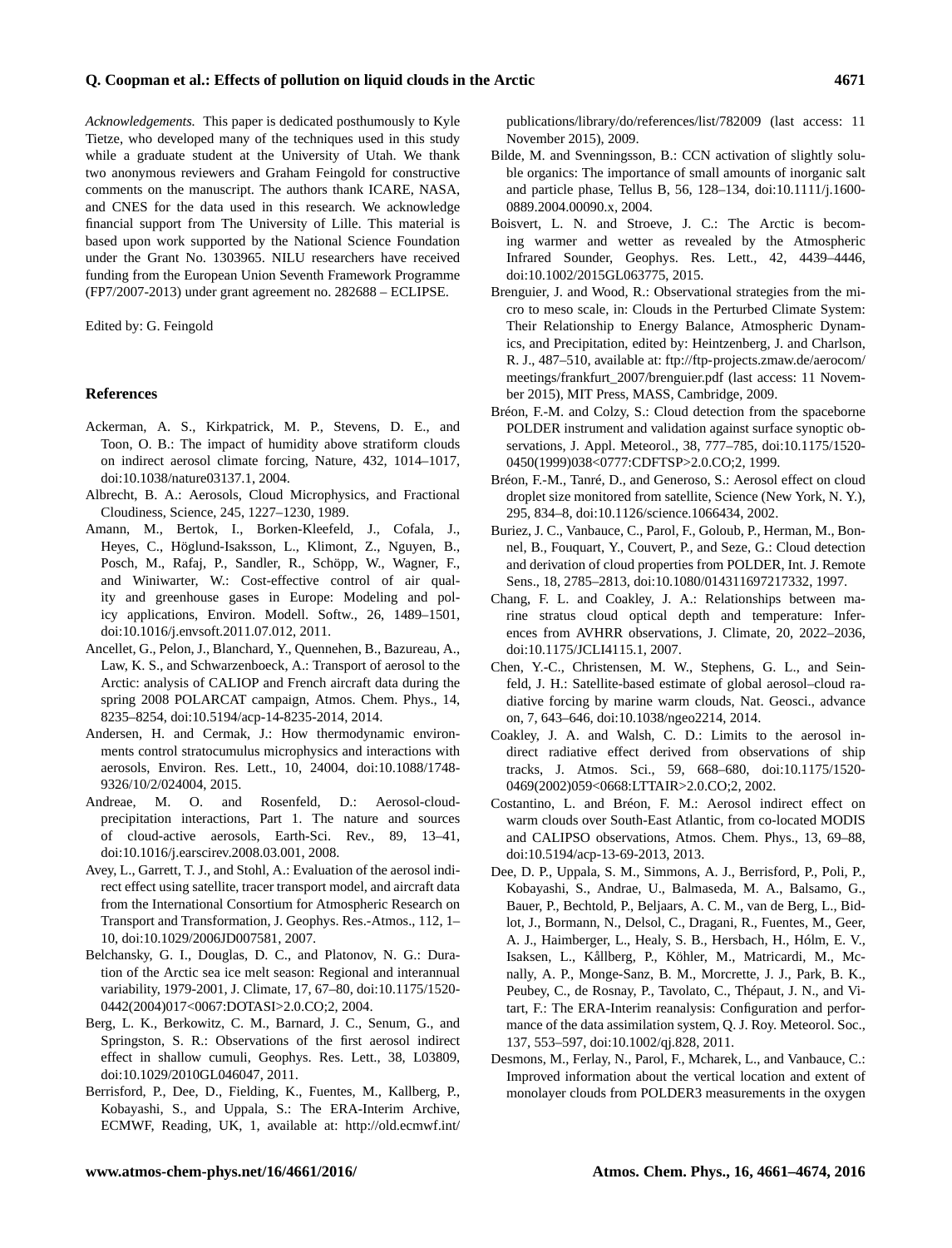*Acknowledgements.* This paper is dedicated posthumously to Kyle Tietze, who developed many of the techniques used in this study while a graduate student at the University of Utah. We thank two anonymous reviewers and Graham Feingold for constructive comments on the manuscript. The authors thank ICARE, NASA, and CNES for the data used in this research. We acknowledge financial support from The University of Lille. This material is based upon work supported by the National Science Foundation under the Grant No. 1303965. NILU researchers have received funding from the European Union Seventh Framework Programme (FP7/2007-2013) under grant agreement no. 282688 – ECLIPSE.

Edited by: G. Feingold

## References

Ackerman, A. S., Kirkpatrick, M. P., Stevens, D. E., and Toon, O. B.: The impact of humidity above stratiform clouds on indirect aerosol climate forcing, Nature, 432, 1014–1017, doi:10.1038/nature03137.1, 2004.

Albrecht, B. A.: Aerosols, Cloud Microphysics, and Fractional Cloudiness, Science, 245, 1227–1230, 1989.

Amann, M., Bertok, I., Borken-Kleefeld, J., Cofala, J., Heyes, C., Höglund-Isaksson, L., Klimont, Z., Nguyen, B., Posch, M., Rafaj, P., Sandler, R., Schöpp, W., Wagner, F., and Winiwarter, W.: Cost-effective control of air quality and greenhouse gases in Europe: Modeling and policy applications, Environ. Modell. Softw., 26, 1489–1501, doi:10.1016/j.envsoft.2011.07.012, 2011.

Ancellet, G., Pelon, J., Blanchard, Y., Quennehen, B., Bazureau, A., Law, K. S., and Schwarzenboeck, A.: Transport of aerosol to the Arctic: analysis of CALIOP and French aircraft data during the spring 2008 POLARCAT campaign, Atmos. Chem. Phys., 14, 8235–8254, doi:10.5194/acp-14-8235-2014, 2014.

Andersen, H. and Cermak, J.: How thermodynamic environments control stratocumulus microphysics and interactions with aerosols, Environ. Res. Lett., 10, 24004, doi:10.1088/1748-9326/10/2/024004, 2015.

Andreae, M. O. and Rosenfeld, D.: Aerosol-cloud-precipitation interactions, Part 1. The nature and sources of cloud-active aerosols, Earth-Sci. Rev., 89, 13–41, doi:10.1016/j.earscirev.2008.03.001, 2008.

Avey, L., Garrett, T. J., and Stohl, A.: Evaluation of the aerosol indirect effect using satellite, tracer transport model, and aircraft data from the International Consortium for Atmospheric Research on Transport and Transformation, J. Geophys. Res.-Atmos., 112, 1–10, doi:10.1029/2006JD007581, 2007.

Belchansky, G. I., Douglas, D. C., and Platonov, N. G.: Duration of the Arctic sea ice melt season: Regional and interannual variability, 1979-2001, J. Climate, 17, 67–80, doi:10.1175/1520-0442(2004)017<0067:DOTASI>2.0.CO;2, 2004.

Berg, L. K., Berkowitz, C. M., Barnard, J. C., Senum, G., and Springston, S. R.: Observations of the first aerosol indirect effect in shallow cumuli, Geophys. Res. Lett., 38, L03809, doi:10.1029/2010GL046047, 2011.

Berrisford, P., Dee, D., Fielding, K., Fuentes, M., Kallberg, P., Kobayashi, S., and Uppala, S.: The ERA-Interim Archive, ECMWF, Reading, UK, 1, available at: http://old.ecmwf.int/publications/library/do/references/list/782009 (last access: 11 November 2015), 2009.

Bilde, M. and Svenningsson, B.: CCN activation of slightly soluble organics: The importance of small amounts of inorganic salt and particle phase, Tellus B, 56, 128–134, doi:10.1111/j.1600-0889.2004.00090.x, 2004.

Boisvert, L. N. and Stroeve, J. C.: The Arctic is becoming warmer and wetter as revealed by the Atmospheric Infrared Sounder, Geophys. Res. Lett., 42, 4439–4446, doi:10.1002/2015GL063775, 2015.

Brenguier, J. and Wood, R.: Observational strategies from the micro to meso scale, in: Clouds in the Perturbed Climate System: Their Relationship to Energy Balance, Atmospheric Dynamics, and Precipitation, edited by: Heintzenberg, J. and Charlson, R. J., 487–510, available at: ftp://ftp-projects.zmaw.de/aerocom/meetings/frankfurt_2007/brenguier.pdf (last access: 11 November 2015), MIT Press, MASS, Cambridge, 2009.

Bréon, F.-M. and Colzy, S.: Cloud detection from the spaceborne POLDER instrument and validation against surface synoptic observations, J. Appl. Meteorol., 38, 777–785, doi:10.1175/1520-0450(1999)038<0777:CDFTSP>2.0.CO;2, 1999.

Bréon, F.-M., Tanré, D., and Generoso, S.: Aerosol effect on cloud droplet size monitored from satellite, Science (New York, N. Y.), 295, 834–8, doi:10.1126/science.1066434, 2002.

Buriez, J. C., Vanbauce, C., Parol, F., Goloub, P., Herman, M., Bonnel, B., Fouquart, Y., Couvert, P., and Seze, G.: Cloud detection and derivation of cloud properties from POLDER, Int. J. Remote Sens., 18, 2785–2813, doi:10.1080/014311697217332, 1997.

Chang, F. L. and Coakley, J. A.: Relationships between marine stratus cloud optical depth and temperature: Inferences from AVHRR observations, J. Climate, 20, 2022–2036, doi:10.1175/JCLI4115.1, 2007.

Chen, Y.-C., Christensen, M. W., Stephens, G. L., and Seinfeld, J. H.: Satellite-based estimate of global aerosol–cloud radiative forcing by marine warm clouds, Nat. Geosci., advance on, 7, 643–646, doi:10.1038/ngeo2214, 2014.

Coakley, J. A. and Walsh, C. D.: Limits to the aerosol indirect radiative effect derived from observations of ship tracks, J. Atmos. Sci., 59, 668–680, doi:10.1175/1520-0469(2002)059<0668:LTTAIR>2.0.CO;2, 2002.

Costantino, L. and Bréon, F. M.: Aerosol indirect effect on warm clouds over South-East Atlantic, from co-located MODIS and CALIPSO observations, Atmos. Chem. Phys., 13, 69–88, doi:10.5194/acp-13-69-2013, 2013.

Dee, D. P., Uppala, S. M., Simmons, A. J., Berrisford, P., Poli, P., Kobayashi, S., Andrae, U., Balmaseda, M. A., Balsamo, G., Bauer, P., Bechtold, P., Beljaars, A. C. M., van de Berg, L., Bidlot, J., Bormann, N., Delsol, C., Dragani, R., Fuentes, M., Geer, A. J., Haimberger, L., Healy, S. B., Hersbach, H., Hólm, E. V., Isaksen, L., Kållberg, P., Köhler, M., Matricardi, M., Mcnally, A. P., Monge-Sanz, B. M., Morcrette, J. J., Park, B. K., Peubey, C., de Rosnay, P., Tavolato, C., Thépaut, J. N., and Vitart, F.: The ERA-Interim reanalysis: Configuration and performance of the data assimilation system, Q. J. Roy. Meteorol. Soc., 137, 553–597, doi:10.1002/qj.828, 2011.

Desmons, M., Ferlay, N., Parol, F., Mcharek, L., and Vanbauce, C.: Improved information about the vertical location and extent of monolayer clouds from POLDER3 measurements in the oxygen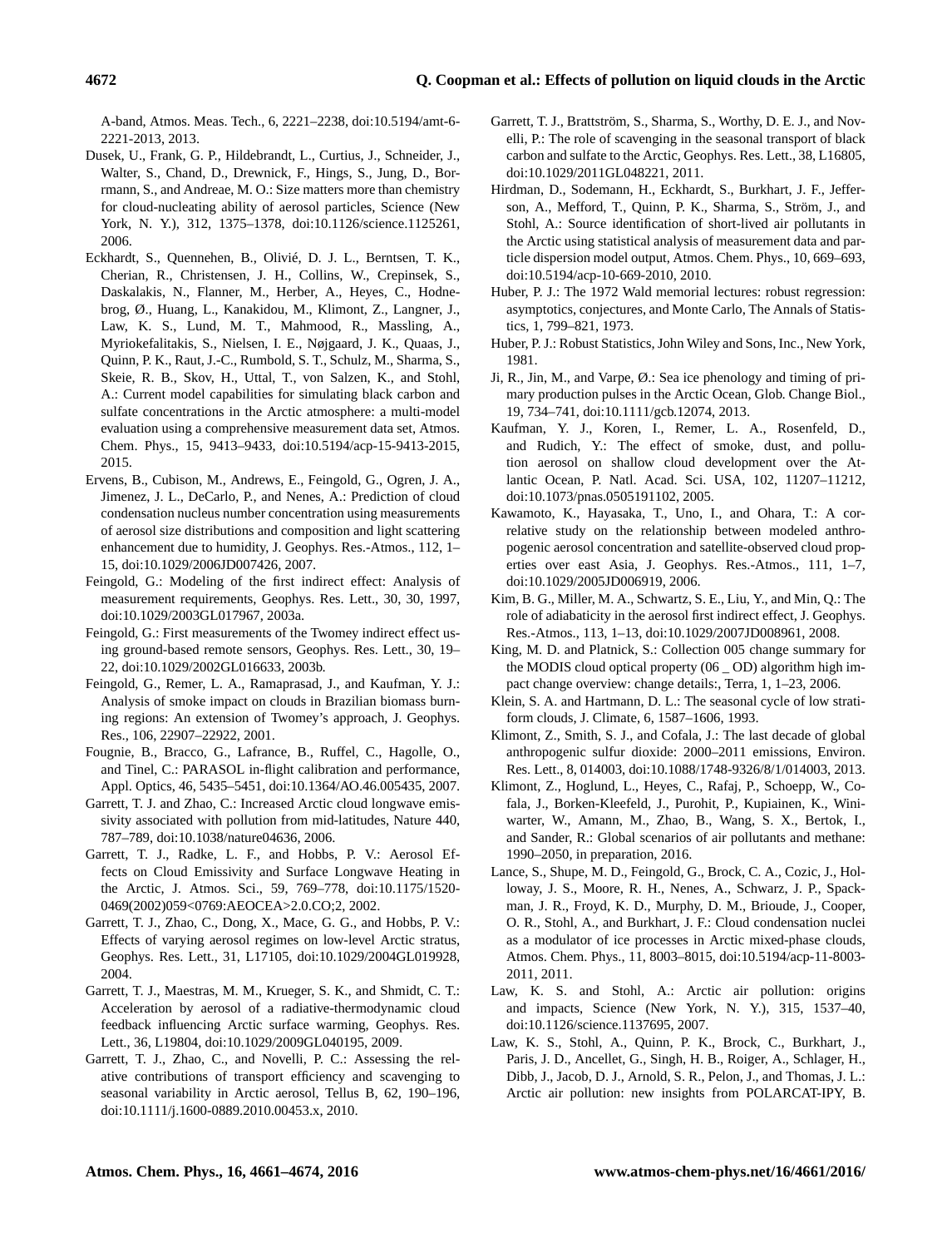A-band, Atmos. Meas. Tech., 6, 2221–2238, doi:10.5194/amt-6-2221-2013, 2013.

Dusek, U., Frank, G. P., Hildebrandt, L., Curtius, J., Schneider, J., Walter, S., Chand, D., Drewnick, F., Hings, S., Jung, D., Borrmann, S., and Andreae, M. O.: Size matters more than chemistry for cloud-nucleating ability of aerosol particles, Science (New York, N. Y.), 312, 1375–1378, doi:10.1126/science.1125261, 2006.

Eckhardt, S., Quennehen, B., Olivié, D. J. L., Berntsen, T. K., Cherian, R., Christensen, J. H., Collins, W., Crepinsek, S., Daskalakis, N., Flanner, M., Herber, A., Heyes, C., Hodnebrog, Ø., Huang, L., Kanakidou, M., Klimont, Z., Langner, J., Law, K. S., Lund, M. T., Mahmood, R., Massling, A., Myriokefalitakis, S., Nielsen, I. E., Nøjgaard, J. K., Quaas, J., Quinn, P. K., Raut, J.-C., Rumbold, S. T., Schulz, M., Sharma, S., Skeie, R. B., Skov, H., Uttal, T., von Salzen, K., and Stohl, A.: Current model capabilities for simulating black carbon and sulfate concentrations in the Arctic atmosphere: a multi-model evaluation using a comprehensive measurement data set, Atmos. Chem. Phys., 15, 9413–9433, doi:10.5194/acp-15-9413-2015, 2015.

Ervens, B., Cubison, M., Andrews, E., Feingold, G., Ogren, J. A., Jimenez, J. L., DeCarlo, P., and Nenes, A.: Prediction of cloud condensation nucleus number concentration using measurements of aerosol size distributions and composition and light scattering enhancement due to humidity, J. Geophys. Res.-Atmos., 112, 1–15, doi:10.1029/2006JD007426, 2007.

Feingold, G.: Modeling of the first indirect effect: Analysis of measurement requirements, Geophys. Res. Lett., 30, 30, 1997, doi:10.1029/2003GL017967, 2003a.

Feingold, G.: First measurements of the Twomey indirect effect using ground-based remote sensors, Geophys. Res. Lett., 30, 19–22, doi:10.1029/2002GL016633, 2003b.

Feingold, G., Remer, L. A., Ramaprasad, J., and Kaufman, Y. J.: Analysis of smoke impact on clouds in Brazilian biomass burning regions: An extension of Twomey's approach, J. Geophys. Res., 106, 22907–22922, 2001.

Fougnie, B., Bracco, G., Lafrance, B., Ruffel, C., Hagolle, O., and Tinel, C.: PARASOL in-flight calibration and performance, Appl. Optics, 46, 5435–5451, doi:10.1364/AO.46.005435, 2007.

Garrett, T. J. and Zhao, C.: Increased Arctic cloud longwave emissivity associated with pollution from mid-latitudes, Nature 440, 787–789, doi:10.1038/nature04636, 2006.

Garrett, T. J., Radke, L. F., and Hobbs, P. V.: Aerosol Effects on Cloud Emissivity and Surface Longwave Heating in the Arctic, J. Atmos. Sci., 59, 769–778, doi:10.1175/1520-0469(2002)059<0769:AEOCEA>2.0.CO;2, 2002.

Garrett, T. J., Zhao, C., Dong, X., Mace, G. G., and Hobbs, P. V.: Effects of varying aerosol regimes on low-level Arctic stratus, Geophys. Res. Lett., 31, L17105, doi:10.1029/2004GL019928, 2004.

Garrett, T. J., Maestras, M. M., Krueger, S. K., and Shmidt, C. T.: Acceleration by aerosol of a radiative-thermodynamic cloud feedback influencing Arctic surface warming, Geophys. Res. Lett., 36, L19804, doi:10.1029/2009GL040195, 2009.

Garrett, T. J., Zhao, C., and Novelli, P. C.: Assessing the relative contributions of transport efficiency and scavenging to seasonal variability in Arctic aerosol, Tellus B, 62, 190–196, doi:10.1111/j.1600-0889.2010.00453.x, 2010.

Garrett, T. J., Brattström, S., Sharma, S., Worthy, D. E. J., and Novelli, P.: The role of scavenging in the seasonal transport of black carbon and sulfate to the Arctic, Geophys. Res. Lett., 38, L16805, doi:10.1029/2011GL048221, 2011.

Hirdman, D., Sodemann, H., Eckhardt, S., Burkhart, J. F., Jefferson, A., Mefford, T., Quinn, P. K., Sharma, S., Ström, J., and Stohl, A.: Source identification of short-lived air pollutants in the Arctic using statistical analysis of measurement data and particle dispersion model output, Atmos. Chem. Phys., 10, 669–693, doi:10.5194/acp-10-669-2010, 2010.

Huber, P. J.: The 1972 Wald memorial lectures: robust regression: asymptotics, conjectures, and Monte Carlo, The Annals of Statistics, 1, 799–821, 1973.

Huber, P. J.: Robust Statistics, John Wiley and Sons, Inc., New York, 1981.

Ji, R., Jin, M., and Varpe, Ø.: Sea ice phenology and timing of primary production pulses in the Arctic Ocean, Glob. Change Biol., 19, 734–741, doi:10.1111/gcb.12074, 2013.

Kaufman, Y. J., Koren, I., Remer, L. A., Rosenfeld, D., and Rudich, Y.: The effect of smoke, dust, and pollution aerosol on shallow cloud development over the Atlantic Ocean, P. Natl. Acad. Sci. USA, 102, 11207–11212, doi:10.1073/pnas.0505191102, 2005.

Kawamoto, K., Hayasaka, T., Uno, I., and Ohara, T.: A correlative study on the relationship between modeled anthropogenic aerosol concentration and satellite-observed cloud properties over east Asia, J. Geophys. Res.-Atmos., 111, 1–7, doi:10.1029/2005JD006919, 2006.

Kim, B. G., Miller, M. A., Schwartz, S. E., Liu, Y., and Min, Q.: The role of adiabaticity in the aerosol first indirect effect, J. Geophys. Res.-Atmos., 113, 1–13, doi:10.1029/2007JD008961, 2008.

King, M. D. and Platnick, S.: Collection 005 change summary for the MODIS cloud optical property (06 _ OD) algorithm high impact change overview: change details:, Terra, 1, 1–23, 2006.

Klein, S. A. and Hartmann, D. L.: The seasonal cycle of low stratiform clouds, J. Climate, 6, 1587–1606, 1993.

Klimont, Z., Smith, S. J., and Cofala, J.: The last decade of global anthropogenic sulfur dioxide: 2000–2011 emissions, Environ. Res. Lett., 8, 014003, doi:10.1088/1748-9326/8/1/014003, 2013.

Klimont, Z., Hoglund, L., Heyes, C., Rafaj, P., Schoepp, W., Cofala, J., Borken-Kleefeld, J., Purohit, P., Kupiainen, K., Winiwarter, W., Amann, M., Zhao, B., Wang, S. X., Bertok, I., and Sander, R.: Global scenarios of air pollutants and methane: 1990–2050, in preparation, 2016.

Lance, S., Shupe, M. D., Feingold, G., Brock, C. A., Cozic, J., Holloway, J. S., Moore, R. H., Nenes, A., Schwarz, J. P., Spackman, J. R., Froyd, K. D., Murphy, D. M., Brioude, J., Cooper, O. R., Stohl, A., and Burkhart, J. F.: Cloud condensation nuclei as a modulator of ice processes in Arctic mixed-phase clouds, Atmos. Chem. Phys., 11, 8003–8015, doi:10.5194/acp-11-8003-2011, 2011.

Law, K. S. and Stohl, A.: Arctic air pollution: origins and impacts, Science (New York, N. Y.), 315, 1537–40, doi:10.1126/science.1137695, 2007.

Law, K. S., Stohl, A., Quinn, P. K., Brock, C., Burkhart, J., Paris, J. D., Ancellet, G., Singh, H. B., Roiger, A., Schlager, H., Dibb, J., Jacob, D. J., Arnold, S. R., Pelon, J., and Thomas, J. L.: Arctic air pollution: new insights from POLARCAT-IPY, B.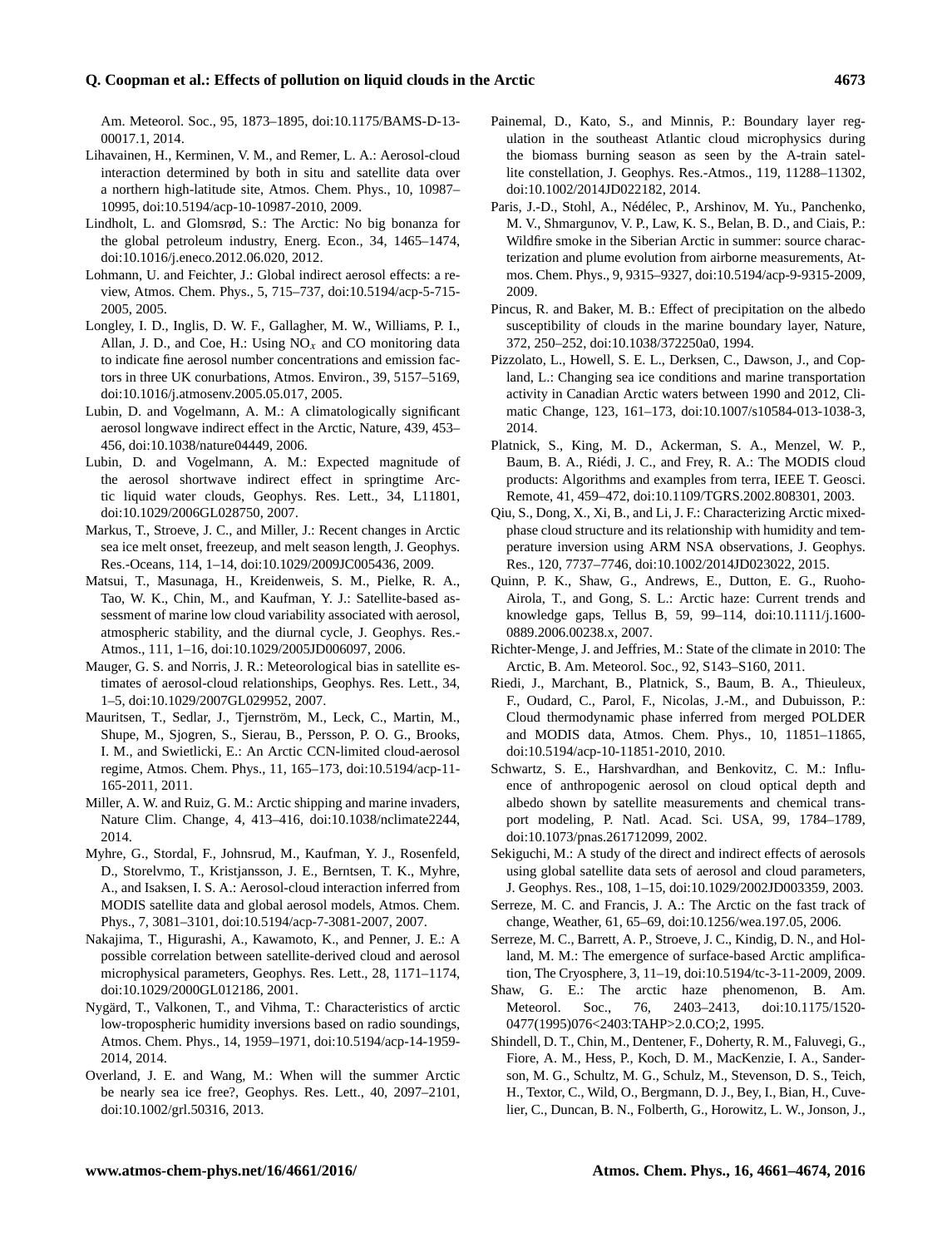Am. Meteorol. Soc., 95, 1873–1895, doi:10.1175/BAMS-D-13-00017.1, 2014.

Lihavainen, H., Kerminen, V. M., and Remer, L. A.: Aerosol-cloud interaction determined by both in situ and satellite data over a northern high-latitude site, Atmos. Chem. Phys., 10, 10987–10995, doi:10.5194/acp-10-10987-2010, 2009.

Lindholt, L. and Glomsrød, S.: The Arctic: No big bonanza for the global petroleum industry, Energ. Econ., 34, 1465–1474, doi:10.1016/j.eneco.2012.06.020, 2012.

Lohmann, U. and Feichter, J.: Global indirect aerosol effects: a review, Atmos. Chem. Phys., 5, 715–737, doi:10.5194/acp-5-715-2005, 2005.

Longley, I. D., Inglis, D. W. F., Gallagher, M. W., Williams, P. I., Allan, J. D., and Coe, H.: Using $NO_x$ and CO monitoring data to indicate fine aerosol number concentrations and emission factors in three UK conurbations, Atmos. Environ., 39, 5157–5169, doi:10.1016/j.atmosenv.2005.05.017, 2005.

Lubin, D. and Vogelmann, A. M.: A climatologically significant aerosol longwave indirect effect in the Arctic, Nature, 439, 453–456, doi:10.1038/nature04449, 2006.

Lubin, D. and Vogelmann, A. M.: Expected magnitude of the aerosol shortwave indirect effect in springtime Arctic liquid water clouds, Geophys. Res. Lett., 34, L11801, doi:10.1029/2006GL028750, 2007.

Markus, T., Stroeve, J. C., and Miller, J.: Recent changes in Arctic sea ice melt onset, freezeup, and melt season length, J. Geophys. Res.-Oceans, 114, 1–14, doi:10.1029/2009JC005436, 2009.

Matsui, T., Masunaga, H., Kreidenweis, S. M., Pielke, R. A., Tao, W. K., Chin, M., and Kaufman, Y. J.: Satellite-based assessment of marine low cloud variability associated with aerosol, atmospheric stability, and the diurnal cycle, J. Geophys. Res.-Atmos., 111, 1–16, doi:10.1029/2005JD006097, 2006.

Mauger, G. S. and Norris, J. R.: Meteorological bias in satellite estimates of aerosol-cloud relationships, Geophys. Res. Lett., 34, 1–5, doi:10.1029/2007GL029952, 2007.

Mauritsen, T., Sedlar, J., Tjernström, M., Leck, C., Martin, M., Shupe, M., Sjogren, S., Sierau, B., Persson, P. O. G., Brooks, I. M., and Swietlicki, E.: An Arctic CCN-limited cloud-aerosol regime, Atmos. Chem. Phys., 11, 165–173, doi:10.5194/acp-11-165-2011, 2011.

Miller, A. W. and Ruiz, G. M.: Arctic shipping and marine invaders, Nature Clim. Change, 4, 413–416, doi:10.1038/nclimate2244, 2014.

Myhre, G., Stordal, F., Johnsrud, M., Kaufman, Y. J., Rosenfeld, D., Storelvmo, T., Kristjansson, J. E., Berntsen, T. K., Myhre, A., and Isaksen, I. S. A.: Aerosol-cloud interaction inferred from MODIS satellite data and global aerosol models, Atmos. Chem. Phys., 7, 3081–3101, doi:10.5194/acp-7-3081-2007, 2007.

Nakajima, T., Higurashi, A., Kawamoto, K., and Penner, J. E.: A possible correlation between satellite-derived cloud and aerosol microphysical parameters, Geophys. Res. Lett., 28, 1171–1174, doi:10.1029/2000GL012186, 2001.

Nygärd, T., Valkonen, T., and Vihma, T.: Characteristics of arctic low-tropospheric humidity inversions based on radio soundings, Atmos. Chem. Phys., 14, 1959–1971, doi:10.5194/acp-14-1959-2014, 2014.

Overland, J. E. and Wang, M.: When will the summer Arctic be nearly sea ice free?, Geophys. Res. Lett., 40, 2097–2101, doi:10.1002/grl.50316, 2013.

Painemal, D., Kato, S., and Minnis, P.: Boundary layer regulation in the southeast Atlantic cloud microphysics during the biomass burning season as seen by the A-train satellite constellation, J. Geophys. Res.-Atmos., 119, 11288–11302, doi:10.1002/2014JD022182, 2014.

Paris, J.-D., Stohl, A., Nédélec, P., Arshinov, M. Yu., Panchenko, M. V., Shmargunov, V. P., Law, K. S., Belan, B. D., and Ciais, P.: Wildfire smoke in the Siberian Arctic in summer: source characterization and plume evolution from airborne measurements, Atmos. Chem. Phys., 9, 9315–9327, doi:10.5194/acp-9-9315-2009, 2009.

Pincus, R. and Baker, M. B.: Effect of precipitation on the albedo susceptibility of clouds in the marine boundary layer, Nature, 372, 250–252, doi:10.1038/372250a0, 1994.

Pizzolato, L., Howell, S. E. L., Derksen, C., Dawson, J., and Copland, L.: Changing sea ice conditions and marine transportation activity in Canadian Arctic waters between 1990 and 2012, Climatic Change, 123, 161–173, doi:10.1007/s10584-013-1038-3, 2014.

Platnick, S., King, M. D., Ackerman, S. A., Menzel, W. P., Baum, B. A., Riédi, J. C., and Frey, R. A.: The MODIS cloud products: Algorithms and examples from terra, IEEE T. Geosci. Remote, 41, 459–472, doi:10.1109/TGRS.2002.808301, 2003.

Qiu, S., Dong, X., Xi, B., and Li, J. F.: Characterizing Arctic mixed-phase cloud structure and its relationship with humidity and temperature inversion using ARM NSA observations, J. Geophys. Res., 120, 7737–7746, doi:10.1002/2014JD023022, 2015.

Quinn, P. K., Shaw, G., Andrews, E., Dutton, E. G., Ruoho-Airola, T., and Gong, S. L.: Arctic haze: Current trends and knowledge gaps, Tellus B, 59, 99–114, doi:10.1111/j.1600-0889.2006.00238.x, 2007.

Richter-Menge, J. and Jeffries, M.: State of the climate in 2010: The Arctic, B. Am. Meteorol. Soc., 92, S143–S160, 2011.

Riedi, J., Marchant, B., Platnick, S., Baum, B. A., Thieuleux, F., Oudard, C., Parol, F., Nicolas, J.-M., and Dubuisson, P.: Cloud thermodynamic phase inferred from merged POLDER and MODIS data, Atmos. Chem. Phys., 10, 11851–11865, doi:10.5194/acp-10-11851-2010, 2010.

Schwartz, S. E., Harshvardhan, and Benkovitz, C. M.: Influence of anthropogenic aerosol on cloud optical depth and albedo shown by satellite measurements and chemical transport modeling, P. Natl. Acad. Sci. USA, 99, 1784–1789, doi:10.1073/pnas.261712099, 2002.

Sekiguchi, M.: A study of the direct and indirect effects of aerosols using global satellite data sets of aerosol and cloud parameters, J. Geophys. Res., 108, 1–15, doi:10.1029/2002JD003359, 2003.

Serreze, M. C. and Francis, J. A.: The Arctic on the fast track of change, Weather, 61, 65–69, doi:10.1256/wea.197.05, 2006.

Serreze, M. C., Barrett, A. P., Stroeve, J. C., Kindig, D. N., and Holland, M. M.: The emergence of surface-based Arctic amplification, The Cryosphere, 3, 11–19, doi:10.5194/tc-3-11-2009, 2009.

Shaw, G. E.: The arctic haze phenomenon, B. Am. Meteorol. Soc., 76, 2403–2413, doi:10.1175/1520-0477(1995)076<2403:TAHP>2.0.CO;2, 1995.

Shindell, D. T., Chin, M., Dentener, F., Doherty, R. M., Faluvegi, G., Fiore, A. M., Hess, P., Koch, D. M., MacKenzie, I. A., Sanderson, M. G., Schultz, M. G., Schulz, M., Stevenson, D. S., Teich, H., Textor, C., Wild, O., Bergmann, D. J., Bey, I., Bian, H., Cuvelier, C., Duncan, B. N., Folberth, G., Horowitz, L. W., Jonson, J.,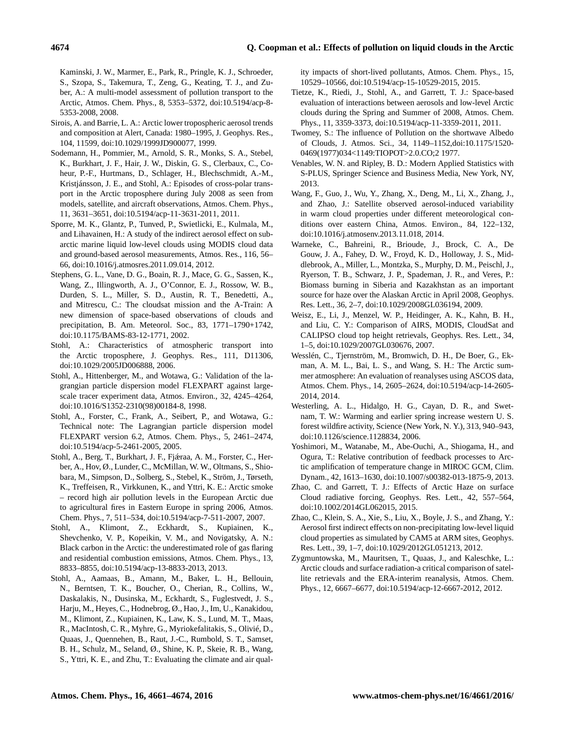Kaminski, J. W., Marmer, E., Park, R., Pringle, K. J., Schroeder, S., Szopa, S., Takemura, T., Zeng, G., Keating, T. J., and Zuber, A.: A multi-model assessment of pollution transport to the Arctic, Atmos. Chem. Phys., 8, 5353–5372, doi:10.5194/acp-8-5353-2008, 2008.

Sirois, A. and Barrie, L. A.: Arctic lower tropospheric aerosol trends and composition at Alert, Canada: 1980–1995, J. Geophys. Res., 104, 11599, doi:10.1029/1999JD900077, 1999.

Sodemann, H., Pommier, M., Arnold, S. R., Monks, S. A., Stebel, K., Burkhart, J. F., Hair, J. W., Diskin, G. S., Clerbaux, C., Coheur, P.-F., Hurtmans, D., Schlager, H., Blechschmidt, A.-M., Kristjánsson, J. E., and Stohl, A.: Episodes of cross-polar transport in the Arctic troposphere during July 2008 as seen from models, satellite, and aircraft observations, Atmos. Chem. Phys., 11, 3631–3651, doi:10.5194/acp-11-3631-2011, 2011.

Sporre, M. K., Glantz, P., Tunved, P., Swietlicki, E., Kulmala, M., and Lihavainen, H.: A study of the indirect aerosol effect on subarctic marine liquid low-level clouds using MODIS cloud data and ground-based aerosol measurements, Atmos. Res., 116, 56–66, doi:10.1016/j.atmosres.2011.09.014, 2012.

Stephens, G. L., Vane, D. G., Boain, R. J., Mace, G. G., Sassen, K., Wang, Z., Illingworth, A. J., O'Connor, E. J., Rossow, W. B., Durden, S. L., Miller, S. D., Austin, R. T., Benedetti, A., and Mitrescu, C.: The cloudsat mission and the A-Train: A new dimension of space-based observations of clouds and precipitation, B. Am. Meteorol. Soc., 83, 1771–1790+1742, doi:10.1175/BAMS-83-12-1771, 2002.

Stohl, A.: Characteristics of atmospheric transport into the Arctic troposphere, J. Geophys. Res., 111, D11306, doi:10.1029/2005JD006888, 2006.

Stohl, A., Hittenberger, M., and Wotawa, G.: Validation of the lagrangian particle dispersion model FLEXPART against large-scale tracer experiment data, Atmos. Environ., 32, 4245–4264, doi:10.1016/S1352-2310(98)00184-8, 1998.

Stohl, A., Forster, C., Frank, A., Seibert, P., and Wotawa, G.: Technical note: The Lagrangian particle dispersion model FLEXPART version 6.2, Atmos. Chem. Phys., 5, 2461–2474, doi:10.5194/acp-5-2461-2005, 2005.

Stohl, A., Berg, T., Burkhart, J. F., Fjǽraa, A. M., Forster, C., Herber, A., Hov, Ø., Lunder, C., McMillan, W. W., Oltmans, S., Shiobara, M., Simpson, D., Solberg, S., Stebel, K., Ström, J., Tørseth, K., Treffeisen, R., Virkkunen, K., and Yttri, K. E.: Arctic smoke – record high air pollution levels in the European Arctic due to agricultural fires in Eastern Europe in spring 2006, Atmos. Chem. Phys., 7, 511–534, doi:10.5194/acp-7-511-2007, 2007.

Stohl, A., Klimont, Z., Eckhardt, S., Kupiainen, K., Shevchenko, V. P., Kopeikin, V. M., and Novigatsky, A. N.: Black carbon in the Arctic: the underestimated role of gas flaring and residential combustion emissions, Atmos. Chem. Phys., 13, 8833–8855, doi:10.5194/acp-13-8833-2013, 2013.

Stohl, A., Aamaas, B., Amann, M., Baker, L. H., Bellouin, N., Berntsen, T. K., Boucher, O., Cherian, R., Collins, W., Daskalakis, N., Dusinska, M., Eckhardt, S., Fuglestvedt, J. S., Harju, M., Heyes, C., Hodnebrog, Ø., Hao, J., Im, U., Kanakidou, M., Klimont, Z., Kupiainen, K., Law, K. S., Lund, M. T., Maas, R., MacIntosh, C. R., Myhre, G., Myriokefalitakis, S., Olivié, D., Quaas, J., Quennehen, B., Raut, J.-C., Rumbold, S. T., Samset, B. H., Schulz, M., Seland, Ø., Shine, K. P., Skeie, R. B., Wang, S., Yttri, K. E., and Zhu, T.: Evaluating the climate and air quality impacts of short-lived pollutants, Atmos. Chem. Phys., 15, 10529–10566, doi:10.5194/acp-15-10529-2015, 2015.

Tietze, K., Riedi, J., Stohl, A., and Garrett, T. J.: Space-based evaluation of interactions between aerosols and low-level Arctic clouds during the Spring and Summer of 2008, Atmos. Chem. Phys., 11, 3359-3373, doi:10.5194/acp-11-3359-2011, 2011.

Twomey, S.: The influence of Pollution on the shortwave Albedo of Clouds, J. Atmos. Sci., 34, 1149–1152,doi:10.1175/1520-0469(1977)034<1149:TIOPOT>2.0.CO;2 1977.

Venables, W. N. and Ripley, B. D.: Modern Applied Statistics with S-PLUS, Springer Science and Business Media, New York, NY, 2013.

Wang, F., Guo, J., Wu, Y., Zhang, X., Deng, M., Li, X., Zhang, J., and Zhao, J.: Satellite observed aerosol-induced variability in warm cloud properties under different meteorological conditions over eastern China, Atmos. Environ., 84, 122–132, doi:10.1016/j.atmosenv.2013.11.018, 2014.

Warneke, C., Bahreini, R., Brioude, J., Brock, C. A., De Gouw, J. A., Fahey, D. W., Froyd, K. D., Holloway, J. S., Middlebrook, A., Miller, L., Montzka, S., Murphy, D. M., Peischl, J., Ryerson, T. B., Schwarz, J. P., Spademan, J. R., and Veres, P.: Biomass burning in Siberia and Kazakhstan as an important source for haze over the Alaskan Arctic in April 2008, Geophys. Res. Lett., 36, 2–7, doi:10.1029/2008GL036194, 2009.

Weisz, E., Li, J., Menzel, W. P., Heidinger, A. K., Kahn, B. H., and Liu, C. Y.: Comparison of AIRS, MODIS, CloudSat and CALIPSO cloud top height retrievals, Geophys. Res. Lett., 34, 1–5, doi:10.1029/2007GL030676, 2007.

Wesslén, C., Tjernström, M., Bromwich, D. H., De Boer, G., Ekman, A. M. L., Bai, L. S., and Wang, S. H.: The Arctic summer atmosphere: An evaluation of reanalyses using ASCOS data, Atmos. Chem. Phys., 14, 2605–2624, doi:10.5194/acp-14-2605-2014, 2014.

Westerling, A. L., Hidalgo, H. G., Cayan, D. R., and Swetnam, T. W.: Warming and earlier spring increase western U. S. forest wildfire activity, Science (New York, N. Y.), 313, 940–943, doi:10.1126/science.1128834, 2006.

Yoshimori, M., Watanabe, M., Abe-Ouchi, A., Shiogama, H., and Ogura, T.: Relative contribution of feedback processes to Arctic amplification of temperature change in MIROC GCM, Clim. Dynam., 42, 1613–1630, doi:10.1007/s00382-013-1875-9, 2013.

Zhao, C. and Garrett, T. J.: Effects of Arctic Haze on surface Cloud radiative forcing, Geophys. Res. Lett., 42, 557–564, doi:10.1002/2014GL062015, 2015.

Zhao, C., Klein, S. A., Xie, S., Liu, X., Boyle, J. S., and Zhang, Y.: Aerosol first indirect effects on non-precipitating low-level liquid cloud properties as simulated by CAM5 at ARM sites, Geophys. Res. Lett., 39, 1–7, doi:10.1029/2012GL051213, 2012.

Zygmuntowska, M., Mauritsen, T., Quaas, J., and Kaleschke, L.: Arctic clouds and surface radiation-a critical comparison of satellite retrievals and the ERA-interim reanalysis, Atmos. Chem. Phys., 12, 6667–6677, doi:10.5194/acp-12-6667-2012, 2012.